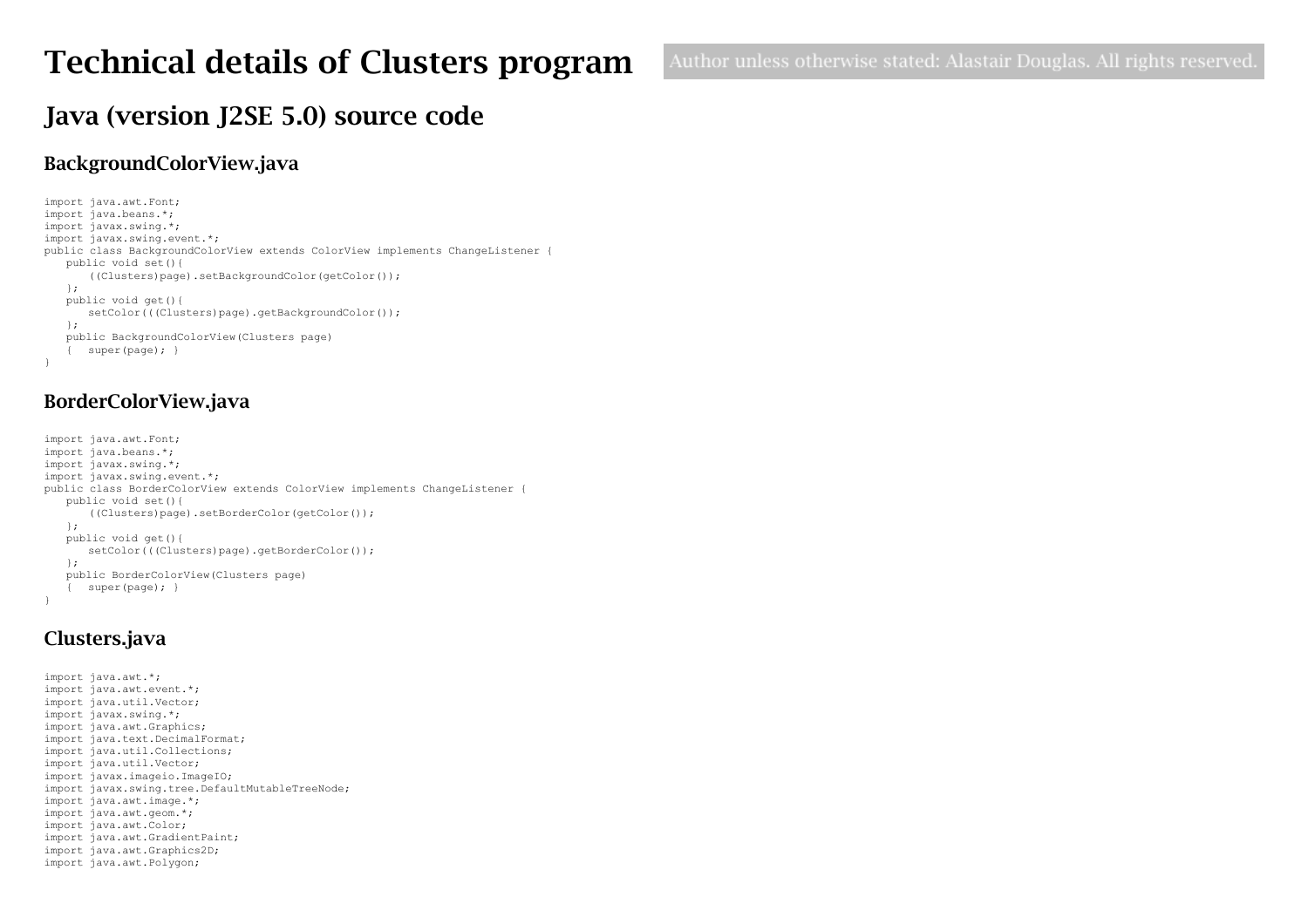# Technical details of Clusters program

Author unless otherwise stated: Alastair Douglas. All rights reserved.

## Java (version J2SE 5.0) source code

### BackgroundColorView.java

```
import java.awt.Font;
import java.beans.*;
import javax.swing.*;
import javax.swing.event.*;
public class BackgroundColorView extends ColorView implements ChangeListener {
   public void set(){
      ((Clusters)page).setBackgroundColor(getColor());
   };
   public void get(){
      setColor(((Clusters)page).getBackgroundColor());
   };
   public BackgroundColorView(Clusters page)
   {  super(page); }
}
```

### BorderColorView.java

```
import java.awt.Font;
import java.beans.*;
import javax.swing.*;
import javax.swing.event.*;
public class BorderColorView extends ColorView implements ChangeListener {
   public void set(){
      ((Clusters)page).setBorderColor(getColor());
   };
   public void get(){
      setColor(((Clusters)page).getBorderColor());
   };
   public BorderColorView(Clusters page)
   {  super(page); }
}
```

### Clusters.java

```
import java.awt.*;
import java.awt.event.*;
import java.util.Vector;
import javax.swing.*;
import java.awt.Graphics;
import java.text.DecimalFormat;
import java.util.Collections;
import java.util.Vector;
import javax.imageio.ImageIO;
import javax.swing.tree.DefaultMutableTreeNode;
import java.awt.image.*;
import java.awt.geom.*;
import java.awt.Color;
import java.awt.GradientPaint;
import java.awt.Graphics2D;
import java.awt.Polygon;
```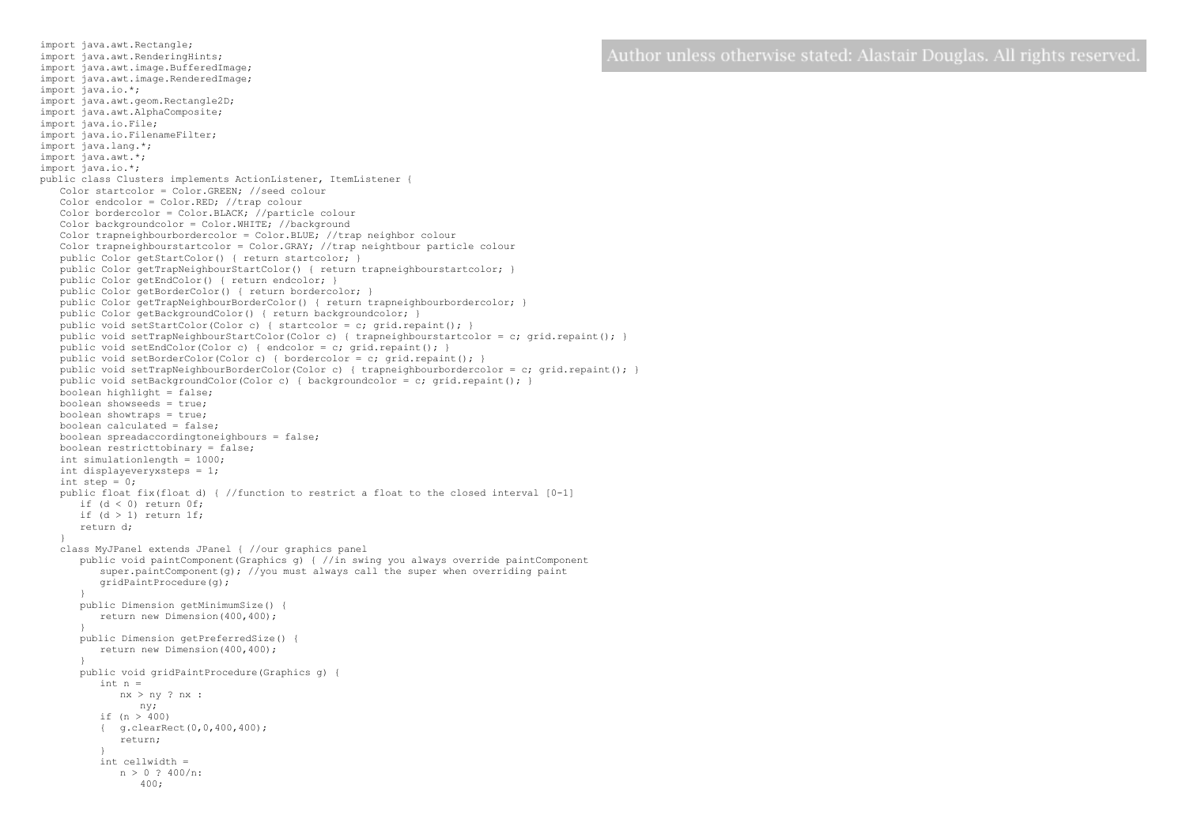```
import java.awt.Rectangle;
import java.awt.RenderingHints;
import java.awt.image.BufferedImage;
import java.awt.image.RenderedImage;
import java.io.*;
import java.awt.geom.Rectangle2D;
import java.awt.AlphaComposite;
import java.io.File;
import java.io.FilenameFilter;
import java.lang.*;
import java.awt.*;
import java.io.*;
public class Clusters implements ActionListener, ItemListener {
    Color startcolor = Color.GREEN; //seed colour
    Color endcolor = Color.RED; //trap colour
    Color bordercolor = Color.BLACK; //particle colour
    Color backgroundcolor = Color.WHITE; //background
    Color trapneighbourbordercolor = Color.BLUE; //trap neighbor colour
    Color trapneighbourstartcolor = Color.GRAY; //trap neightbour particle colour
    public Color getStartColor() { return startcolor; }
    public Color getTrapNeighbourStartColor() { return trapneighbourstartcolor; }
    public Color getEndColor() { return endcolor; }
    public Color getBorderColor() { return bordercolor; }
    public Color getTrapNeighbourBorderColor() { return trapneighbourbordercolor; }
    public Color getBackgroundColor() { return backgroundcolor; }
    public void setStartColor(Color c) { startcolor = c; grid.repaint(); }
    public void setTrapNeighbourStartColor(Color c) { trapneighbourstartcolor = c; grid.repaint(); }
    public void setEndColor(Color c) { endcolor = c; grid.repaint(); }
    public void setBorderColor(Color c) { bordercolor = c; grid.repaint(); }
    public void setTrapNeighbourBorderColor(Color c) { trapneighbourbordercolor = c; grid.repaint(); }
    public void setBackgroundColor(Color c) { backgroundcolor = c; grid.repaint(); }
    boolean highlight = false;
    boolean showseeds = true;
    boolean showtraps = true;
    boolean calculated = false;
    boolean spreadaccordingtoneighbours = false;
    boolean restricttobinary = false;
    int simulationlength = 1000;
    int displayeveryxsteps = 1;
    int step = 0;
    public float fix(float d) { //function to restrict a float to the closed interval [0-1]
        if (d < 0) return 0f;
        if (d > 1) return 1f;
        return d;
    }
    class MyJPanel extends JPanel { //our graphics panel
        public void paintComponent(Graphics g) { //in swing you always override paintComponent
            super.paintComponent(g); //you must always call the super when overriding paint
            gridPaintProcedure(g);
        }
        public Dimension getMinimumSize() {
            return new Dimension(400,400);
        }
        public Dimension getPreferredSize() {
            return new Dimension(400,400);
        }
        public void gridPaintProcedure(Graphics g) {
            int n =
                nx > ny ? nx :
                    ny;
            if (n > 400)
            {   g.clearRect(0,0,400,400);
                return;
            }
            int cellwidth =
                n > 0 ? 400/n:
                    400;
```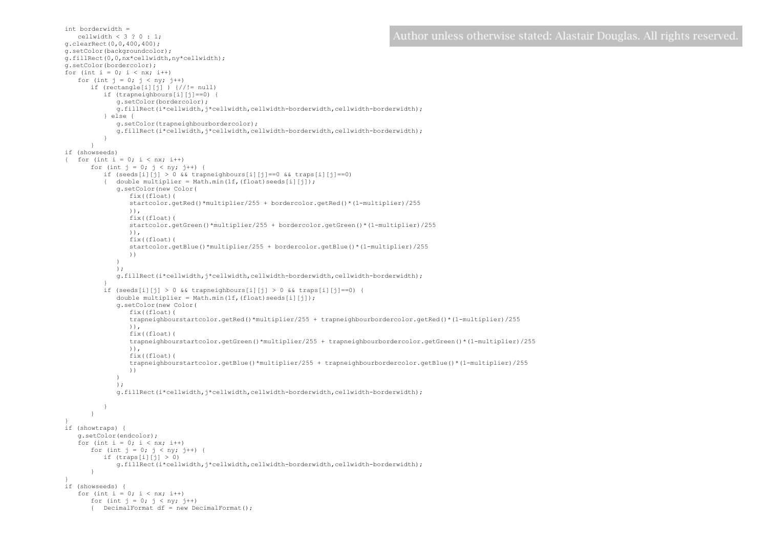Author unless otherwise stated: Alastair Douglas. All rights reserved.

```
int borderwidth =
    cellwidth < 3 ? 0 : 1;
g.clearRect(0,0,400,400);
g.setColor(backgroundcolor);
g.fillRect(0,0,nx*cellwidth,ny*cellwidth);
g.setColor(bordercolor);
for (int i = 0; i < nx; i++)
    for (int j = 0; j < ny; j++)
        if (rectangle[i][j] ) {//!= null)
            if (trapneighbours[i][j]==0) {
                g.setColor(bordercolor);
                g.fillRect(i*cellwidth,j*cellwidth,cellwidth-borderwidth,cellwidth-borderwidth);
            } else {
                g.setColor(trapneighbourbordercolor);
                g.fillRect(i*cellwidth,j*cellwidth,cellwidth-borderwidth,cellwidth-borderwidth);
            }
        }
if (showseeds)
{   for (int i = 0; i < nx; i++)
        for (int j = 0; j < ny; j++) {
            if (seeds[i][j] > 0 && trapneighbours[i][j]==0 && traps[i][j]==0)
            {   double multiplier = Math.min(1f,(float)seeds[i][j]);
                g.setColor(new Color(
                    fix((float)(
                    startcolor.getRed()*multiplier/255 + bordercolor.getRed()*(1-multiplier)/255
                    )),
                    fix((float)(
                    startcolor.getGreen()*multiplier/255 + bordercolor.getGreen()*(1-multiplier)/255
                    )),
                    fix((float)(
                    startcolor.getBlue()*multiplier/255 + bordercolor.getBlue()*(1-multiplier)/255
                    ))
                )
                );
                g.fillRect(i*cellwidth,j*cellwidth,cellwidth-borderwidth,cellwidth-borderwidth);
            }
            if (seeds[i][j] > 0 && trapneighbours[i][j] > 0 && traps[i][j]==0) {
                double multiplier = Math.min(1f,(float)seeds[i][j]);
                g.setColor(new Color(
                    fix((float)(
                    trapneighbourstartcolor.getRed()*multiplier/255 + trapneighbourbordercolor.getRed()*(1-multiplier)/255
                    )),
                    fix((float)(
                    trapneighbourstartcolor.getGreen()*multiplier/255 + trapneighbourbordercolor.getGreen()*(1-multiplier)/255
                    )),
                    fix((float)(
                    trapneighbourstartcolor.getBlue()*multiplier/255 + trapneighbourbordercolor.getBlue()*(1-multiplier)/255
                    ))
                )
                );
                g.fillRect(i*cellwidth,j*cellwidth,cellwidth-borderwidth,cellwidth-borderwidth);

            }
        }
}
if (showtraps) {
    g.setColor(endcolor);
    for (int i = 0; i < nx; i++)
        for (int j = 0; j < ny; j++) {
            if (traps[i][j] > 0)
                g.fillRect(i*cellwidth,j*cellwidth,cellwidth-borderwidth,cellwidth-borderwidth);
        }
}
if (showseeds) {
    for (int i = 0; i < nx; i++)
        for (int j = 0; j < ny; j++)
        {   DecimalFormat df = new DecimalFormat();
```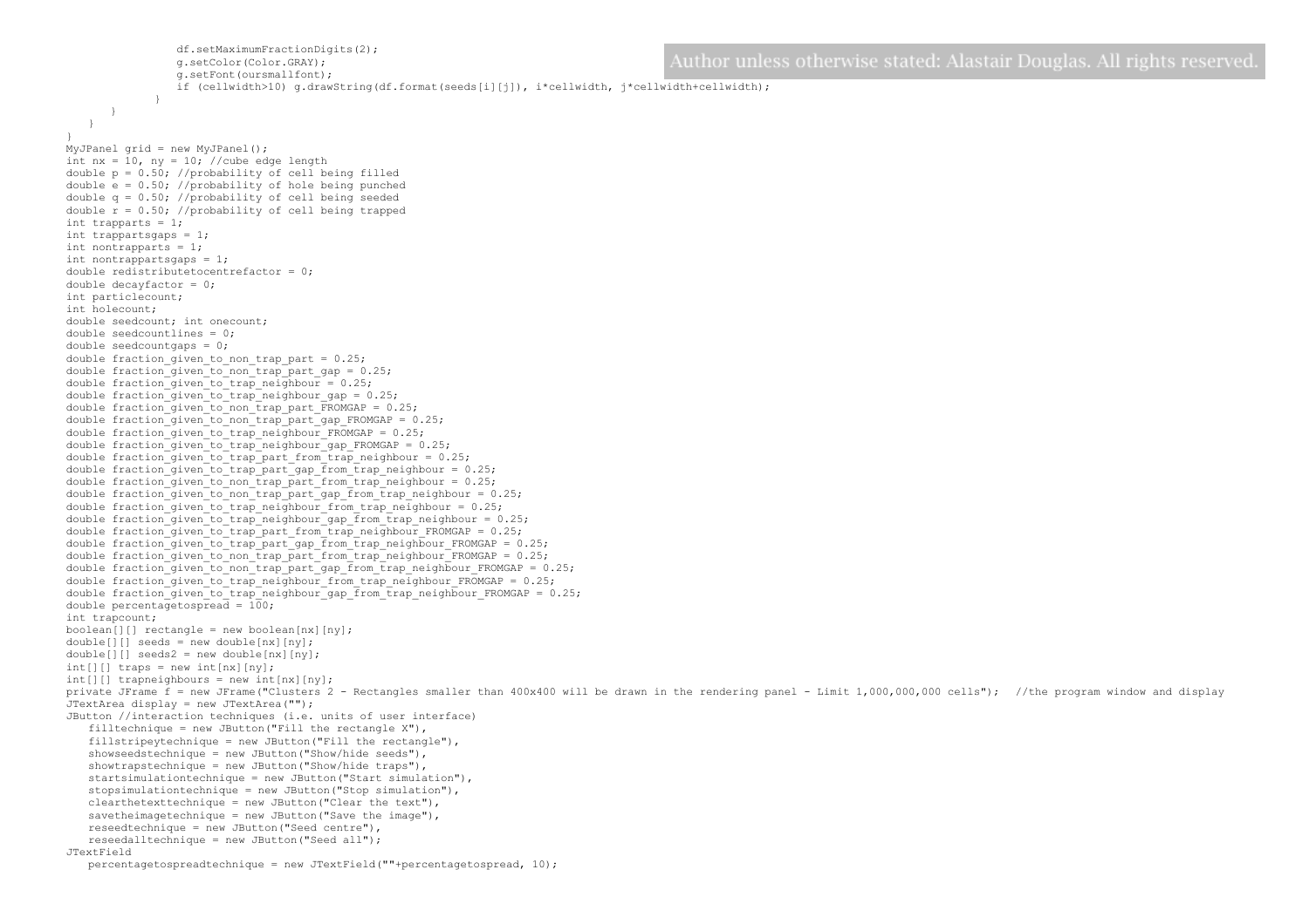```java
                df.setMaximumFractionDigits(2);
                g.setColor(Color.GRAY);
                g.setFont(oursmallfont);
                if (cellwidth>10) g.drawString(df.format(seeds[i][j]), i*cellwidth, j*cellwidth+cellwidth);
            }
        }
    }
}
MyJPanel grid = new MyJPanel();
int nx = 10, ny = 10; //cube edge length
double p = 0.50; //probability of cell being filled
double e = 0.50; //probability of hole being punched
double q = 0.50; //probability of cell being seeded
double r = 0.50; //probability of cell being trapped
int trapparts = 1;
int trappartsgaps = 1;
int nontrapparts = 1;
int nontrappartsgaps = 1;
double redistributetocentrefactor = 0;
double decayfactor = 0;
int particlecount;
int holecount;
double seedcount; int onecount;
double seedcountlines = 0;
double seedcountgaps = 0;
double fraction_given_to_non_trap_part = 0.25;
double fraction_given_to_non_trap_part_gap = 0.25;
double fraction_given_to_trap_neighbour = 0.25;
double fraction_given_to_trap_neighbour_gap = 0.25;
double fraction_given_to_non_trap_part_FROMGAP = 0.25;
double fraction_given_to_non_trap_part_gap_FROMGAP = 0.25;
double fraction_given_to_trap_neighbour_FROMGAP = 0.25;
double fraction_given_to_trap_neighbour_gap_FROMGAP = 0.25;
double fraction_given_to_trap_part_from_trap_neighbour = 0.25;
double fraction_given_to_trap_part_gap_from_trap_neighbour = 0.25;
double fraction_given_to_non_trap_part_from_trap_neighbour = 0.25;
double fraction_given_to_non_trap_part_gap_from_trap_neighbour = 0.25;
double fraction_given_to_trap_neighbour_from_trap_neighbour = 0.25;
double fraction_given_to_trap_neighbour_gap_from_trap_neighbour = 0.25;
double fraction_given_to_trap_part_from_trap_neighbour_FROMGAP = 0.25;
double fraction_given_to_trap_part_gap_from_trap_neighbour_FROMGAP = 0.25;
double fraction_given_to_non_trap_part_from_trap_neighbour_FROMGAP = 0.25;
double fraction_given_to_non_trap_part_gap_from_trap_neighbour_FROMGAP = 0.25;
double fraction_given_to_trap_neighbour_from_trap_neighbour_FROMGAP = 0.25;
double fraction_given_to_trap_neighbour_gap_from_trap_neighbour_FROMGAP = 0.25;
double percentagetospread = 100;
int trapcount;
boolean[][] rectangle = new boolean[nx][ny];
double[][] seeds = new double[nx][ny];
double[][] seeds2 = new double[nx][ny];
int[][] traps = new int[nx][ny];
int[][] trapneighbours = new int[nx][ny];
private JFrame f = new JFrame("Clusters 2 - Rectangles smaller than 400x400 will be drawn in the rendering panel - Limit 1,000,000,000 cells");  //the program window and display
JTextArea display = new JTextArea("");
JButton //interaction techniques (i.e. units of user interface)
   filltechnique = new JButton("Fill the rectangle X"),
   fillstripeytechnique = new JButton("Fill the rectangle"),
   showseedstechnique = new JButton("Show/hide seeds"),
   showtrapstechnique = new JButton("Show/hide traps"),
   startsimulationtechnique = new JButton("Start simulation"),
   stopsimulationtechnique = new JButton("Stop simulation"),
   clearthetexttechnique = new JButton("Clear the text"),
   savetheimagetechnique = new JButton("Save the image"),
   reseedtechnique = new JButton("Seed centre"),
   reseedalltechnique = new JButton("Seed all");
JTextField
   percentagetospreadtechnique = new JTextField(""+percentagetospread, 10);
```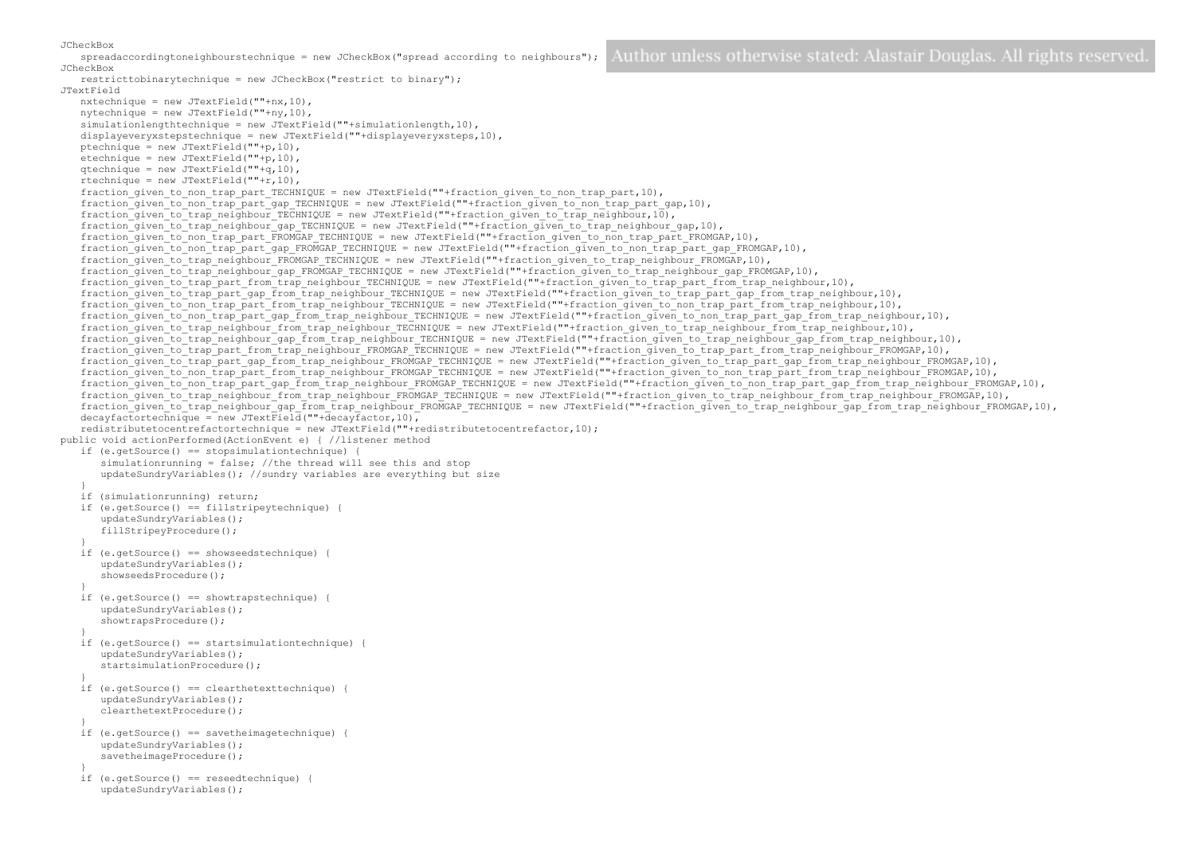```
JCheckBox
   spreadaccordingtoneighbourstechnique = new JCheckBox("spread according to neighbours");
JCheckBox
   restricttobinarytechnique = new JCheckBox("restrict to binary");
JTextField
   nxtechnique = new JTextField(""+nx,10),
   nytechnique = new JTextField(""+ny,10),
   simulationlengthtechnique = new JTextField(""+simulationlength,10),
   displayeveryxstepstechnique = new JTextField(""+displayeveryxsteps,10),
   ptechnique = new JTextField(""+p,10),
   etechnique = new JTextField(""+p,10),
   qtechnique = new JTextField(""+q,10),
   rtechnique = new JTextField(""+r,10),
   fraction_given_to_non_trap_part_TECHNIQUE = new JTextField(""+fraction_given_to_non_trap_part,10),
   fraction_given_to_non_trap_part_gap_TECHNIQUE = new JTextField(""+fraction_given_to_non_trap_part_gap,10),
   fraction_given_to_trap_neighbour_TECHNIQUE = new JTextField(""+fraction_given_to_trap_neighbour,10),
   fraction_given_to_trap_neighbour_gap_TECHNIQUE = new JTextField(""+fraction_given_to_trap_neighbour_gap,10),
   fraction_given_to_non_trap_part_FROMGAP_TECHNIQUE = new JTextField(""+fraction_given_to_non_trap_part_FROMGAP,10),
   fraction_given_to_non_trap_part_gap_FROMGAP_TECHNIQUE = new JTextField(""+fraction_given_to_non_trap_part_gap_FROMGAP,10),
   fraction_given_to_trap_neighbour_FROMGAP_TECHNIQUE = new JTextField(""+fraction_given_to_trap_neighbour_FROMGAP,10),
   fraction_given_to_trap_neighbour_gap_FROMGAP_TECHNIQUE = new JTextField(""+fraction_given_to_trap_neighbour_gap_FROMGAP,10),
   fraction_given_to_trap_part_from_trap_neighbour_TECHNIQUE = new JTextField(""+fraction_given_to_trap_part_from_trap_neighbour,10),
   fraction_given_to_trap_part_gap_from_trap_neighbour_TECHNIQUE = new JTextField(""+fraction_given_to_trap_part_gap_from_trap_neighbour,10),
   fraction_given_to_non_trap_part_from_trap_neighbour_TECHNIQUE = new JTextField(""+fraction_given_to_non_trap_part_from_trap_neighbour,10),
   fraction_given_to_non_trap_part_gap_from_trap_neighbour_TECHNIQUE = new JTextField(""+fraction_given_to_non_trap_part_gap_from_trap_neighbour,10),
   fraction_given_to_trap_neighbour_from_trap_neighbour_TECHNIQUE = new JTextField(""+fraction_given_to_trap_neighbour_from_trap_neighbour,10),
   fraction_given_to_trap_neighbour_gap_from_trap_neighbour_TECHNIQUE = new JTextField(""+fraction_given_to_trap_neighbour_gap_from_trap_neighbour,10),
   fraction_given_to_trap_part_from_trap_neighbour_FROMGAP_TECHNIQUE = new JTextField(""+fraction_given_to_trap_part_from_trap_neighbour_FROMGAP,10),
   fraction_given_to_trap_part_gap_from_trap_neighbour_FROMGAP_TECHNIQUE = new JTextField(""+fraction_given_to_trap_part_gap_from_trap_neighbour_FROMGAP,10),
   fraction_given_to_non_trap_part_from_trap_neighbour_FROMGAP_TECHNIQUE = new JTextField(""+fraction_given_to_non_trap_part_from_trap_neighbour_FROMGAP,10),
   fraction_given_to_non_trap_part_gap_from_trap_neighbour_FROMGAP_TECHNIQUE = new JTextField(""+fraction_given_to_non_trap_part_gap_from_trap_neighbour_FROMGAP,10),
   fraction_given_to_trap_neighbour_from_trap_neighbour_FROMGAP_TECHNIQUE = new JTextField(""+fraction_given_to_trap_neighbour_from_trap_neighbour_FROMGAP,10),
   fraction_given_to_trap_neighbour_gap_from_trap_neighbour_FROMGAP_TECHNIQUE = new JTextField(""+fraction_given_to_trap_neighbour_gap_from_trap_neighbour_FROMGAP,10),
   decayfactortechnique = new JTextField(""+decayfactor,10),
   redistributetocentrefactortechnique = new JTextField(""+redistributetocentrefactor,10);
public void actionPerformed(ActionEvent e) { //listener method
   if (e.getSource() == stopsimulationtechnique) {
      simulationrunning = false; //the thread will see this and stop
      updateSundryVariables(); //sundry variables are everything but size
   }
   if (simulationrunning) return;
   if (e.getSource() == fillstripeytechnique) {
      updateSundryVariables();
      fillStripeyProcedure();
   }
   if (e.getSource() == showseedstechnique) {
      updateSundryVariables();
      showseedsProcedure();
   }
   if (e.getSource() == showtrapstechnique) {
      updateSundryVariables();
      showtrapsProcedure();
   }
   if (e.getSource() == startsimulationtechnique) {
      updateSundryVariables();
      startsimulationProcedure();
   }
   if (e.getSource() == clearthetexttechnique) {
      updateSundryVariables();
      clearthetextProcedure();
   }
   if (e.getSource() == savetheimagetechnique) {
      updateSundryVariables();
      savetheimageProcedure();
   }
   if (e.getSource() == reseedtechnique) {
      updateSundryVariables();
```

Author unless otherwise stated: Alastair Douglas. All rights reserved.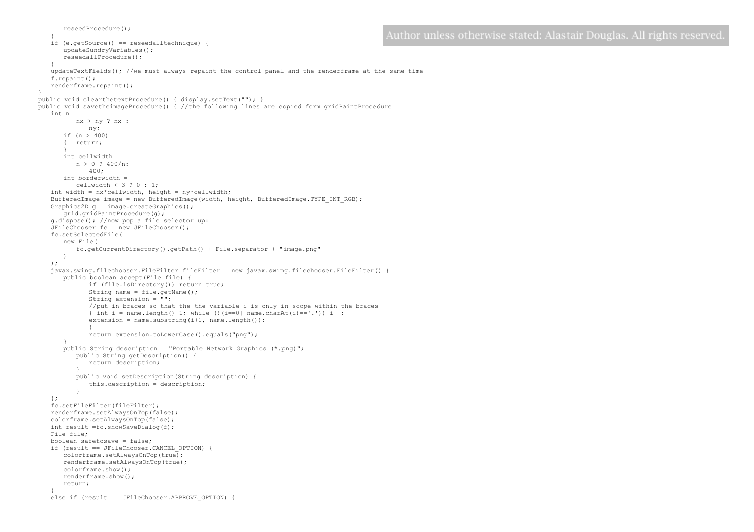```
        reseedProcedure();
    }
    if (e.getSource() == reseedalltechnique) {
        updateSundryVariables();
        reseedallProcedure();
    }
    updateTextFields(); //we must always repaint the control panel and the renderframe at the same time
    f.repaint();
    renderframe.repaint();
}
public void clearthetextProcedure() { display.setText(""); }
public void savetheimageProcedure() { //the following lines are copied form gridPaintProcedure
    int n =
            nx > ny ? nx :
                ny;
        if (n > 400)
        {   return;
        }
        int cellwidth =
            n > 0 ? 400/n:
                400;
        int borderwidth =
            cellwidth < 3 ? 0 : 1;
    int width = nx*cellwidth, height = ny*cellwidth;
    BufferedImage image = new BufferedImage(width, height, BufferedImage.TYPE_INT_RGB);
    Graphics2D g = image.createGraphics();
        grid.gridPaintProcedure(g);
    g.dispose(); //now pop a file selector up:
    JFileChooser fc = new JFileChooser();
    fc.setSelectedFile(
        new File(
            fc.getCurrentDirectory().getPath() + File.separator + "image.png"
        )
    );
    javax.swing.filechooser.FileFilter fileFilter = new javax.swing.filechooser.FileFilter() {
        public boolean accept(File file) {
                if (file.isDirectory()) return true;
                String name = file.getName();
                String extension = "";
                //put in braces so that the the variable i is only in scope within the braces
                { int i = name.length()-1; while (!(i==0||name.charAt(i)=='.')) i--;
                extension = name.substring(i+1, name.length());
                }
                return extension.toLowerCase().equals("png");
        }
        public String description = "Portable Network Graphics (*.png)";
            public String getDescription() {
                return description;
            }
            public void setDescription(String description) {
                this.description = description;
            }
    };
    fc.setFileFilter(fileFilter);
    renderframe.setAlwaysOnTop(false);
    colorframe.setAlwaysOnTop(false);
    int result =fc.showSaveDialog(f);
    File file;
    boolean safetosave = false;
    if (result == JFileChooser.CANCEL_OPTION) {
        colorframe.setAlwaysOnTop(true);
        renderframe.setAlwaysOnTop(true);
        colorframe.show();
        renderframe.show();
        return;
    }
    else if (result == JFileChooser.APPROVE_OPTION) {
```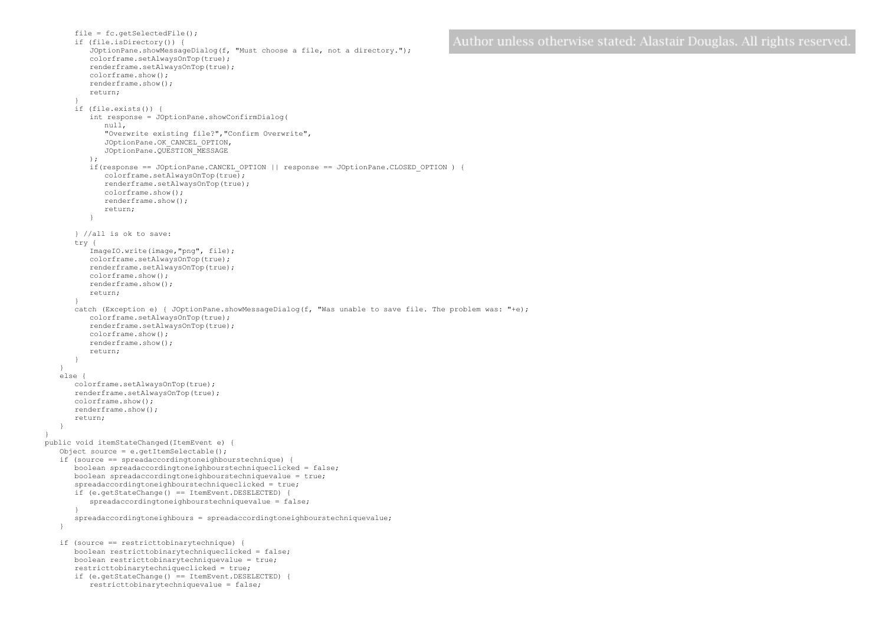```java
        file = fc.getSelectedFile();
        if (file.isDirectory()) {
            JOptionPane.showMessageDialog(f, "Must choose a file, not a directory.");
            colorframe.setAlwaysOnTop(true);
            renderframe.setAlwaysOnTop(true);
            colorframe.show();
            renderframe.show();
            return;
        }
        if (file.exists()) {
            int response = JOptionPane.showConfirmDialog(
                null,
                "Overwrite existing file?","Confirm Overwrite",
                JOptionPane.OK_CANCEL_OPTION,
                JOptionPane.QUESTION_MESSAGE
            );
            if(response == JOptionPane.CANCEL_OPTION || response == JOptionPane.CLOSED_OPTION ) {
                colorframe.setAlwaysOnTop(true);
                renderframe.setAlwaysOnTop(true);
                colorframe.show();
                renderframe.show();
                return;
            }

        } //all is ok to save:
        try {
            ImageIO.write(image,"png", file);
            colorframe.setAlwaysOnTop(true);
            renderframe.setAlwaysOnTop(true);
            colorframe.show();
            renderframe.show();
            return;
        }
        catch (Exception e) { JOptionPane.showMessageDialog(f, "Was unable to save file. The problem was: "+e);
            colorframe.setAlwaysOnTop(true);
            renderframe.setAlwaysOnTop(true);
            colorframe.show();
            renderframe.show();
            return;
        }
    }
    else {
        colorframe.setAlwaysOnTop(true);
        renderframe.setAlwaysOnTop(true);
        colorframe.show();
        renderframe.show();
        return;
    }
}
public void itemStateChanged(ItemEvent e) {
    Object source = e.getItemSelectable();
    if (source == spreadaccordingtoneighbourstechnique) {
        boolean spreadaccordingtoneighbourstechniqueclicked = false;
        boolean spreadaccordingtoneighbourstechniquevalue = true;
        spreadaccordingtoneighbourstechniqueclicked = true;
        if (e.getStateChange() == ItemEvent.DESELECTED) {
            spreadaccordingtoneighbourstechniquevalue = false;
        }
        spreadaccordingtoneighbours = spreadaccordingtoneighbourstechniquevalue;
    }

    if (source == restricttobinarytechnique) {
        boolean restricttobinarytechniqueclicked = false;
        boolean restricttobinarytechniquevalue = true;
        restricttobinarytechniqueclicked = true;
        if (e.getStateChange() == ItemEvent.DESELECTED) {
            restricttobinarytechniquevalue = false;
```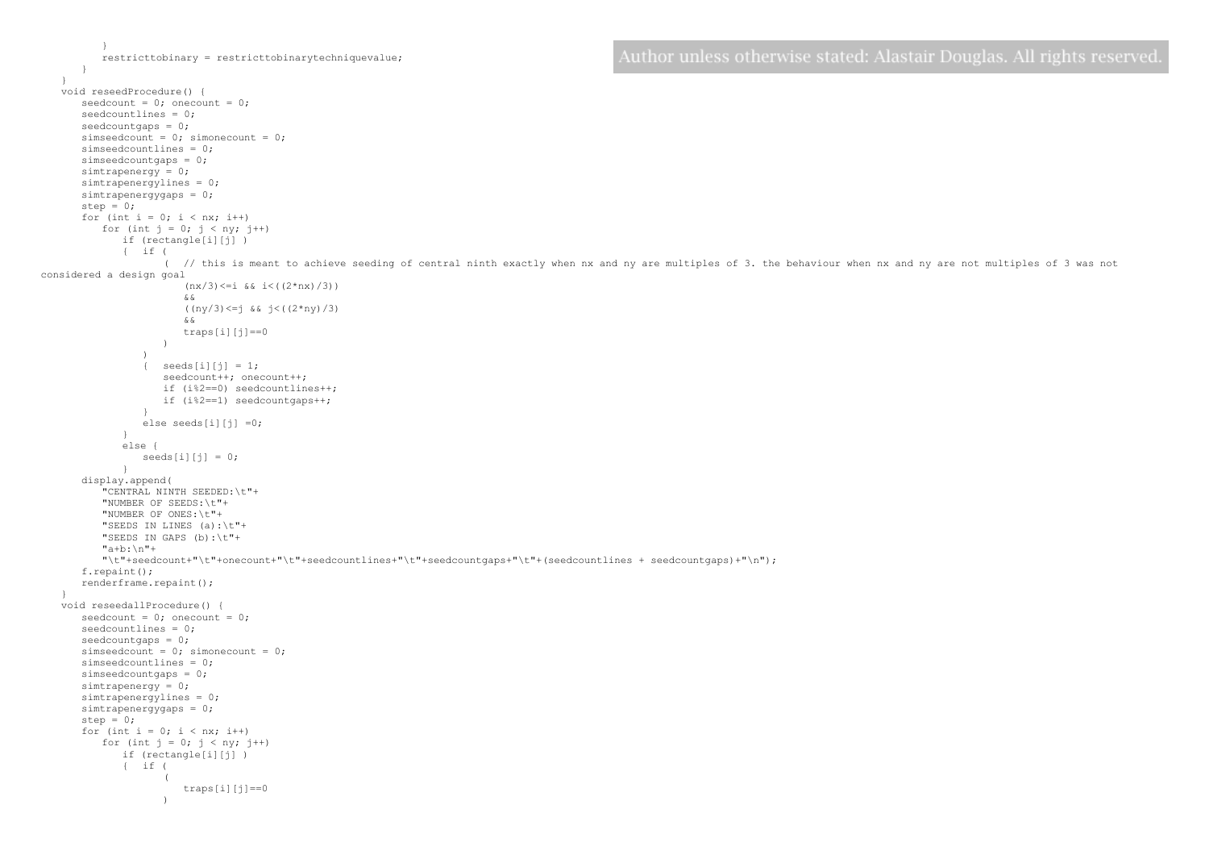Author unless otherwise stated: Alastair Douglas. All rights reserved.

```
            }
            restricttobinary = restricttobinarytechniquevalue;
        }
    }
    void reseedProcedure() {
        seedcount = 0; onecount = 0;
        seedcountlines = 0;
        seedcountgaps = 0;
        simseedcount = 0; simonecount = 0;
        simseedcountlines = 0;
        simseedcountgaps = 0;
        simtrapenergy = 0;
        simtrapenergylines = 0;
        simtrapenergygaps = 0;
        step = 0;
        for (int i = 0; i < nx; i++)
            for (int j = 0; j < ny; j++)
                if (rectangle[i][j] )
                {   if (
                        (  // this is meant to achieve seeding of central ninth exactly when nx and ny are multiples of 3. the behaviour when nx and ny are not multiples of 3 was not
considered a design goal
                            (nx/3)<=i && i<((2*nx)/3))
                            &&
                            ((ny/3)<=j && j<((2*ny)/3)
                            &&
                            traps[i][j]==0
                        )
                    )
                    {   seeds[i][j] = 1;
                        seedcount++; onecount++;
                        if (i%2==0) seedcountlines++;
                        if (i%2==1) seedcountgaps++;
                    }
                    else seeds[i][j] =0;
                }
                else {
                    seeds[i][j] = 0;
                }
        display.append(
            "CENTRAL NINTH SEEDED:\t"+
            "NUMBER OF SEEDS:\t"+
            "NUMBER OF ONES:\t"+
            "SEEDS IN LINES (a):\t"+
            "SEEDS IN GAPS (b):\t"+
            "a+b:\n"+
            "\t"+seedcount+"\t"+onecount+"\t"+seedcountlines+"\t"+seedcountgaps+"\t"+(seedcountlines + seedcountgaps)+"\n");
        f.repaint();
        renderframe.repaint();
    }
    void reseedallProcedure() {
        seedcount = 0; onecount = 0;
        seedcountlines = 0;
        seedcountgaps = 0;
        simseedcount = 0; simonecount = 0;
        simseedcountlines = 0;
        simseedcountgaps = 0;
        simtrapenergy = 0;
        simtrapenergylines = 0;
        simtrapenergygaps = 0;
        step = 0;
        for (int i = 0; i < nx; i++)
            for (int j = 0; j < ny; j++)
                if (rectangle[i][j] )
                {   if (
                        (
                            traps[i][j]==0
                        )
```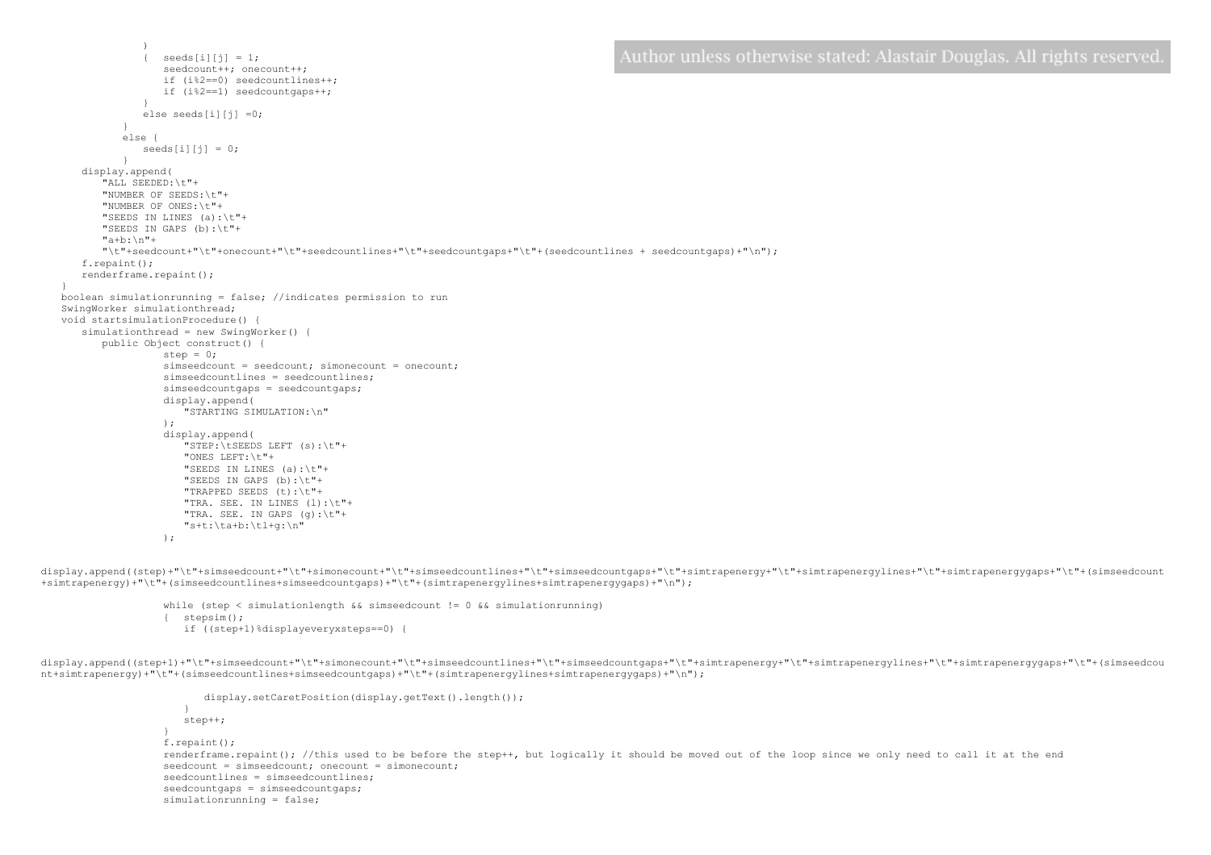Author unless otherwise stated: Alastair Douglas. All rights reserved.

```
                )
                {   seeds[i][j] = 1;
                    seedcount++; onecount++;
                    if (i%2==0) seedcountlines++;
                    if (i%2==1) seedcountgaps++;
                }
                else seeds[i][j] =0;
            }
            else {
                seeds[i][j] = 0;
            }
        display.append(
            "ALL SEEDED:\t"+
            "NUMBER OF SEEDS:\t"+
            "NUMBER OF ONES:\t"+
            "SEEDS IN LINES (a):\t"+
            "SEEDS IN GAPS (b):\t"+
            "a+b:\n"+
            "\t"+seedcount+"\t"+onecount+"\t"+seedcountlines+"\t"+seedcountgaps+"\t"+(seedcountlines + seedcountgaps)+"\n");
        f.repaint();
        renderframe.repaint();
    }
    boolean simulationrunning = false; //indicates permission to run
    SwingWorker simulationthread;
    void startsimulationProcedure() {
        simulationthread = new SwingWorker() {
            public Object construct() {
                    step = 0;
                    simseedcount = seedcount; simonecount = onecount;
                    simseedcountlines = seedcountlines;
                    simseedcountgaps = seedcountgaps;
                    display.append(
                        "STARTING SIMULATION:\n"
                    );
                    display.append(
                        "STEP:\tSEEDS LEFT (s):\t"+
                        "ONES LEFT:\t"+
                        "SEEDS IN LINES (a):\t"+
                        "SEEDS IN GAPS (b):\t"+
                        "TRAPPED SEEDS (t):\t"+
                        "TRA. SEE. IN LINES (l):\t"+
                        "TRA. SEE. IN GAPS (g):\t"+
                        "s+t:\ta+b:\tl+g:\n"
                    );


display.append((step)+"\t"+simseedcount+"\t"+simonecount+"\t"+simseedcountlines+"\t"+simseedcountgaps+"\t"+simtrapenergy+"\t"+simtrapenergylines+"\t"+simtrapenergygaps+"\t"+(simseedcount
+simtrapenergy)+"\t"+(simseedcountlines+simseedcountgaps)+"\t"+(simtrapenergylines+simtrapenergygaps)+"\n");

                    while (step < simulationlength && simseedcount != 0 && simulationrunning)
                    {   stepsim();
                        if ((step+1)%displayeveryxsteps==0) {


display.append((step+1)+"\t"+simseedcount+"\t"+simonecount+"\t"+simseedcountlines+"\t"+simseedcountgaps+"\t"+simtrapenergy+"\t"+simtrapenergylines+"\t"+simtrapenergygaps+"\t"+(simseedcou
nt+simtrapenergy)+"\t"+(simseedcountlines+simseedcountgaps)+"\t"+(simtrapenergylines+simtrapenergygaps)+"\n");

                            display.setCaretPosition(display.getText().length());
                        }
                        step++;
                    }
                    f.repaint();
                    renderframe.repaint(); //this used to be before the step++, but logically it should be moved out of the loop since we only need to call it at the end
                    seedcount = simseedcount; onecount = simonecount;
                    seedcountlines = simseedcountlines;
                    seedcountgaps = simseedcountgaps;
                    simulationrunning = false;
```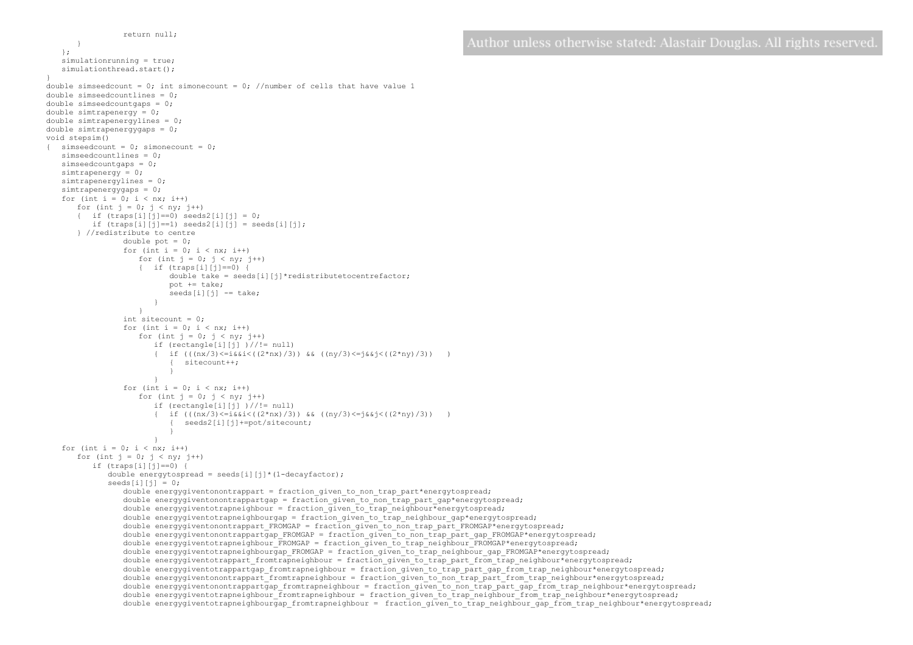```
                return null;
        }
    };
    simulationrunning = true;
    simulationthread.start();
}
double simseedcount = 0; int simonecount = 0; //number of cells that have value 1
double simseedcountlines = 0;
double simseedcountgaps = 0;
double simtrapenergy = 0;
double simtrapenergylines = 0;
double simtrapenergygaps = 0;
void stepsim()
{   simseedcount = 0; simonecount = 0;
    simseedcountlines = 0;
    simseedcountgaps = 0;
    simtrapenergy = 0;
    simtrapenergylines = 0;
    simtrapenergygaps = 0;
    for (int i = 0; i < nx; i++)
        for (int j = 0; j < ny; j++)
        {   if (traps[i][j]==0) seeds2[i][j] = 0;
            if (traps[i][j]==1) seeds2[i][j] = seeds[i][j];
        } //redistribute to centre
                double pot = 0;
                for (int i = 0; i < nx; i++)
                    for (int j = 0; j < ny; j++)
                    {   if (traps[i][j]==0) {
                            double take = seeds[i][j]*redistributetocentrefactor;
                            pot += take;
                            seeds[i][j] -= take;
                        }
                    }
                int sitecount = 0;
                for (int i = 0; i < nx; i++)
                    for (int j = 0; j < ny; j++)
                        if (rectangle[i][j] )//!= null)
                        {   if (((nx/3)<=i&&i<((2*nx)/3)) && ((ny/3)<=j&&j<((2*ny)/3))   )
                            {   sitecount++;
                            }
                        }
                for (int i = 0; i < nx; i++)
                    for (int j = 0; j < ny; j++)
                        if (rectangle[i][j] )//!= null)
                        {   if (((nx/3)<=i&&i<((2*nx)/3)) && ((ny/3)<=j&&j<((2*ny)/3))   )
                            {   seeds2[i][j]+=pot/sitecount;
                            }
                        }
    for (int i = 0; i < nx; i++)
        for (int j = 0; j < ny; j++)
            if (traps[i][j]==0) {
                double energytospread = seeds[i][j]*(1-decayfactor);
                seeds[i][j] = 0;
                    double energygiventonontrappart = fraction_given_to_non_trap_part*energytospread;
                    double energygiventonontrappartgap = fraction_given_to_non_trap_part_gap*energytospread;
                    double energygiventotrapneighbour = fraction_given_to_trap_neighbour*energytospread;
                    double energygiventotrapneighbourgap = fraction_given_to_trap_neighbour_gap*energytospread;
                    double energygiventonontrappart_FROMGAP = fraction_given_to_non_trap_part_FROMGAP*energytospread;
                    double energygiventonontrappartgap_FROMGAP = fraction_given_to_non_trap_part_gap_FROMGAP*energytospread;
                    double energygiventotrapneighbour_FROMGAP = fraction_given_to_trap_neighbour_FROMGAP*energytospread;
                    double energygiventotrapneighbourgap_FROMGAP = fraction_given_to_trap_neighbour_gap_FROMGAP*energytospread;
                    double energygiventotrappart_fromtrapneighbour = fraction_given_to_trap_part_from_trap_neighbour*energytospread;
                    double energygiventotrappartgap_fromtrapneighbour = fraction_given_to_trap_part_gap_from_trap_neighbour*energytospread;
                    double energygiventonontrappart_fromtrapneighbour = fraction_given_to_non_trap_part_from_trap_neighbour*energytospread;
                    double energygiventonontrappartgap_fromtrapneighbour = fraction_given_to_non_trap_part_gap_from_trap_neighbour*energytospread;
                    double energygiventotrapneighbour_fromtrapneighbour = fraction_given_to_trap_neighbour_from_trap_neighbour*energytospread;
                    double energygiventotrapneighbourgap_fromtrapneighbour =  fraction_given_to_trap_neighbour_gap_from_trap_neighbour*energytospread;
```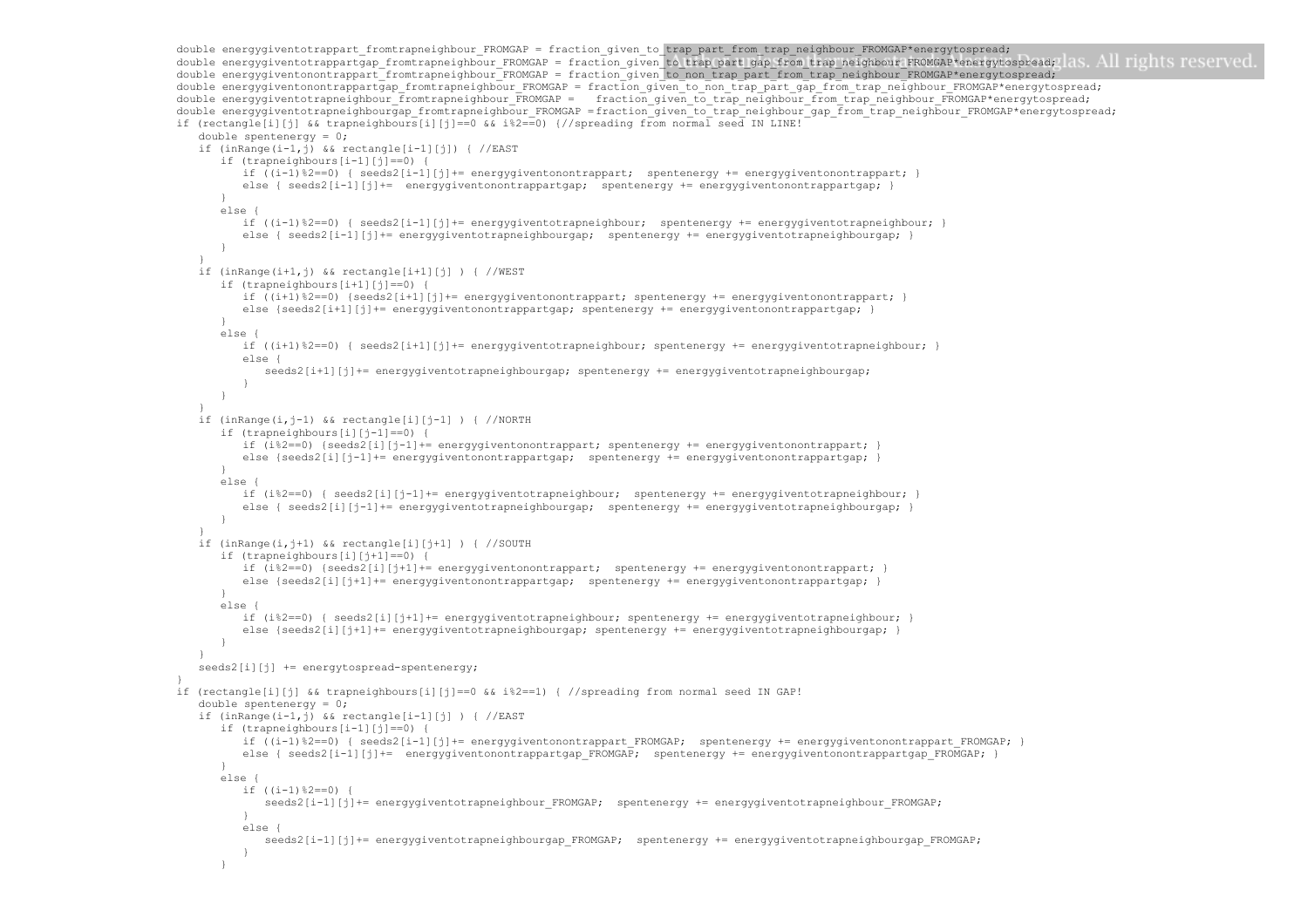```
double energygiventotrappart_fromtrapneighbour_FROMGAP = fraction_given_to_trap_part_from_trap_neighbour_FROMGAP*energytospread;
double energygiventotrappartgap_fromtrapneighbour_FROMGAP = fraction_given_to_trap_part_gap_from_trap_neighbour_FROMGAP*energytospread;
double energygiventonontrappart_fromtrapneighbour_FROMGAP = fraction_given_to_non_trap_part_from_trap_neighbour_FROMGAP*energytospread;
double energygiventonontrappartgap_fromtrapneighbour_FROMGAP = fraction_given_to_non_trap_part_gap_from_trap_neighbour_FROMGAP*energytospread;
double energygiventotrapneighbour_fromtrapneighbour_FROMGAP =   fraction_given_to_trap_neighbour_from_trap_neighbour_FROMGAP*energytospread;
double energygiventotrapneighbourgap_fromtrapneighbour_FROMGAP =fraction_given_to_trap_neighbour_gap_from_trap_neighbour_FROMGAP*energytospread;
if (rectangle[i][j] && trapneighbours[i][j]==0 && i%2==0) {//spreading from normal seed IN LINE!
   double spentenergy = 0;
   if (inRange(i-1,j) && rectangle[i-1][j]) { //EAST
      if (trapneighbours[i-1][j]==0) {
         if ((i-1)%2==0) { seeds2[i-1][j]+= energygiventonontrappart;  spentenergy += energygiventonontrappart; }
         else { seeds2[i-1][j]+=  energygiventonontrappartgap;  spentenergy += energygiventonontrappartgap; }
      }
      else {
         if ((i-1)%2==0) { seeds2[i-1][j]+= energygiventotrapneighbour;  spentenergy += energygiventotrapneighbour; }
         else { seeds2[i-1][j]+= energygiventotrapneighbourgap;  spentenergy += energygiventotrapneighbourgap; }
      }
   }
   if (inRange(i+1,j) && rectangle[i+1][j] ) { //WEST
      if (trapneighbours[i+1][j]==0) {
         if ((i+1)%2==0) {seeds2[i+1][j]+= energygiventonontrappart; spentenergy += energygiventonontrappart; }
         else {seeds2[i+1][j]+= energygiventonontrappartgap; spentenergy += energygiventonontrappartgap; }
      }
      else {
         if ((i+1)%2==0) { seeds2[i+1][j]+= energygiventotrapneighbour; spentenergy += energygiventotrapneighbour; }
         else {
            seeds2[i+1][j]+= energygiventotrapneighbourgap; spentenergy += energygiventotrapneighbourgap;
         }
      }
   }
   if (inRange(i,j-1) && rectangle[i][j-1] ) { //NORTH
      if (trapneighbours[i][j-1]==0) {
         if (i%2==0) {seeds2[i][j-1]+= energygiventonontrappart; spentenergy += energygiventonontrappart; }
         else {seeds2[i][j-1]+= energygiventonontrappartgap;  spentenergy += energygiventonontrappartgap; }
      }
      else {
         if (i%2==0) { seeds2[i][j-1]+= energygiventotrapneighbour;  spentenergy += energygiventotrapneighbour; }
         else { seeds2[i][j-1]+= energygiventotrapneighbourgap;  spentenergy += energygiventotrapneighbourgap; }
      }
   }
   if (inRange(i,j+1) && rectangle[i][j+1] ) { //SOUTH
      if (trapneighbours[i][j+1]==0) {
         if (i%2==0) {seeds2[i][j+1]+= energygiventonontrappart;  spentenergy += energygiventonontrappart; }
         else {seeds2[i][j+1]+= energygiventonontrappartgap;  spentenergy += energygiventonontrappartgap; }
      }
      else {
         if (i%2==0) { seeds2[i][j+1]+= energygiventotrapneighbour; spentenergy += energygiventotrapneighbour; }
         else {seeds2[i][j+1]+= energygiventotrapneighbourgap; spentenergy += energygiventotrapneighbourgap; }
      }
   }
   seeds2[i][j] += energytospread-spentenergy;
}
if (rectangle[i][j] && trapneighbours[i][j]==0 && i%2==1) { //spreading from normal seed IN GAP!
   double spentenergy = 0;
   if (inRange(i-1,j) && rectangle[i-1][j] ) { //EAST
      if (trapneighbours[i-1][j]==0) {
         if ((i-1)%2==0) { seeds2[i-1][j]+= energygiventonontrappart_FROMGAP;  spentenergy += energygiventonontrappart_FROMGAP; }
         else { seeds2[i-1][j]+=  energygiventonontrappartgap_FROMGAP;  spentenergy += energygiventonontrappartgap_FROMGAP; }
      }
      else {
         if ((i-1)%2==0) {
            seeds2[i-1][j]+= energygiventotrapneighbour_FROMGAP;  spentenergy += energygiventotrapneighbour_FROMGAP;
         }
         else {
            seeds2[i-1][j]+= energygiventotrapneighbourgap_FROMGAP;  spentenergy += energygiventotrapneighbourgap_FROMGAP;
         }
      }
```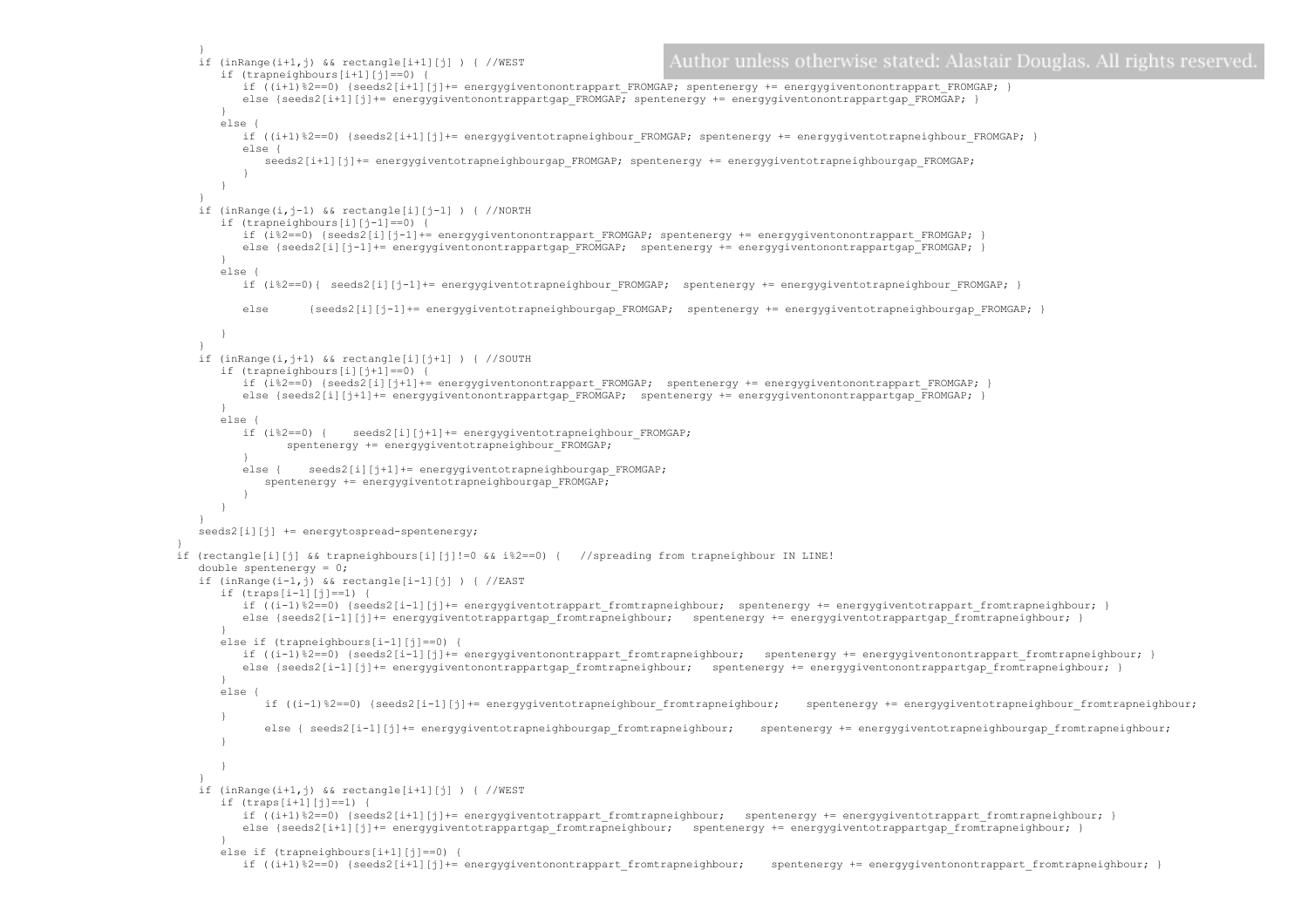```
        }
        if (inRange(i+1,j) && rectangle[i+1][j] ) { //WEST
            if (trapneighbours[i+1][j]==0) {
                if ((i+1)%2==0) {seeds2[i+1][j]+= energygiventonontrappart_FROMGAP; spentenergy += energygiventonontrappart_FROMGAP; }
                else {seeds2[i+1][j]+= energygiventonontrappartgap_FROMGAP; spentenergy += energygiventonontrappartgap_FROMGAP; }
            }
            else {
                if ((i+1)%2==0) {seeds2[i+1][j]+= energygiventotrapneighbour_FROMGAP; spentenergy += energygiventotrapneighbour_FROMGAP; }
                else {
                    seeds2[i+1][j]+= energygiventotrapneighbourgap_FROMGAP; spentenergy += energygiventotrapneighbourgap_FROMGAP;
                }
            }
        }
        if (inRange(i,j-1) && rectangle[i][j-1] ) { //NORTH
            if (trapneighbours[i][j-1]==0) {
                if (i%2==0) {seeds2[i][j-1]+= energygiventonontrappart_FROMGAP; spentenergy += energygiventonontrappart_FROMGAP; }
                else {seeds2[i][j-1]+= energygiventonontrappartgap_FROMGAP;  spentenergy += energygiventonontrappartgap_FROMGAP; }
            }
            else {
                if (i%2==0){  seeds2[i][j-1]+= energygiventotrapneighbour_FROMGAP;  spentenergy += energygiventotrapneighbour_FROMGAP; }

                else      {seeds2[i][j-1]+= energygiventotrapneighbourgap_FROMGAP;  spentenergy += energygiventotrapneighbourgap_FROMGAP; }

            }
        }
        if (inRange(i,j+1) && rectangle[i][j+1] ) { //SOUTH
            if (trapneighbours[i][j+1]==0) {
                if (i%2==0) {seeds2[i][j+1]+= energygiventonontrappart_FROMGAP;  spentenergy += energygiventonontrappart_FROMGAP; }
                else {seeds2[i][j+1]+= energygiventonontrappartgap_FROMGAP;  spentenergy += energygiventonontrappartgap_FROMGAP; }
            }
            else {
                if (i%2==0) {    seeds2[i][j+1]+= energygiventotrapneighbour_FROMGAP;
                        spentenergy += energygiventotrapneighbour_FROMGAP;
                }
                else {    seeds2[i][j+1]+= energygiventotrapneighbourgap_FROMGAP;
                    spentenergy += energygiventotrapneighbourgap_FROMGAP;
                }
            }
        }
        seeds2[i][j] += energytospread-spentenergy;
    }
    if (rectangle[i][j] && trapneighbours[i][j]!=0 && i%2==0) {   //spreading from trapneighbour IN LINE!
        double spentenergy = 0;
        if (inRange(i-1,j) && rectangle[i-1][j] ) { //EAST
            if (traps[i-1][j]==1) {
                if ((i-1)%2==0) {seeds2[i-1][j]+= energygiventotrappart_fromtrapneighbour;  spentenergy += energygiventotrappart_fromtrapneighbour; }
                else {seeds2[i-1][j]+= energygiventotrappartgap_fromtrapneighbour;   spentenergy += energygiventotrappartgap_fromtrapneighbour; }
            }
            else if (trapneighbours[i-1][j]==0) {
                if ((i-1)%2==0) {seeds2[i-1][j]+= energygiventonontrappart_fromtrapneighbour;   spentenergy += energygiventonontrappart_fromtrapneighbour; }
                else {seeds2[i-1][j]+= energygiventonontrappartgap_fromtrapneighbour;   spentenergy += energygiventonontrappartgap_fromtrapneighbour; }
            }
            else {
                    if ((i-1)%2==0) {seeds2[i-1][j]+= energygiventotrapneighbour_fromtrapneighbour;    spentenergy += energygiventotrapneighbour_fromtrapneighbour;
            }
                    else { seeds2[i-1][j]+= energygiventotrapneighbourgap_fromtrapneighbour;    spentenergy += energygiventotrapneighbourgap_fromtrapneighbour;
            }

            }
        }
        if (inRange(i+1,j) && rectangle[i+1][j] ) { //WEST
            if (traps[i+1][j]==1) {
                if ((i+1)%2==0) {seeds2[i+1][j]+= energygiventotrappart_fromtrapneighbour;   spentenergy += energygiventotrappart_fromtrapneighbour; }
                else {seeds2[i+1][j]+= energygiventotrappartgap_fromtrapneighbour;   spentenergy += energygiventotrappartgap_fromtrapneighbour; }
            }
            else if (trapneighbours[i+1][j]==0) {
                if ((i+1)%2==0) {seeds2[i+1][j]+= energygiventonontrappart_fromtrapneighbour;    spentenergy += energygiventonontrappart_fromtrapneighbour; }
```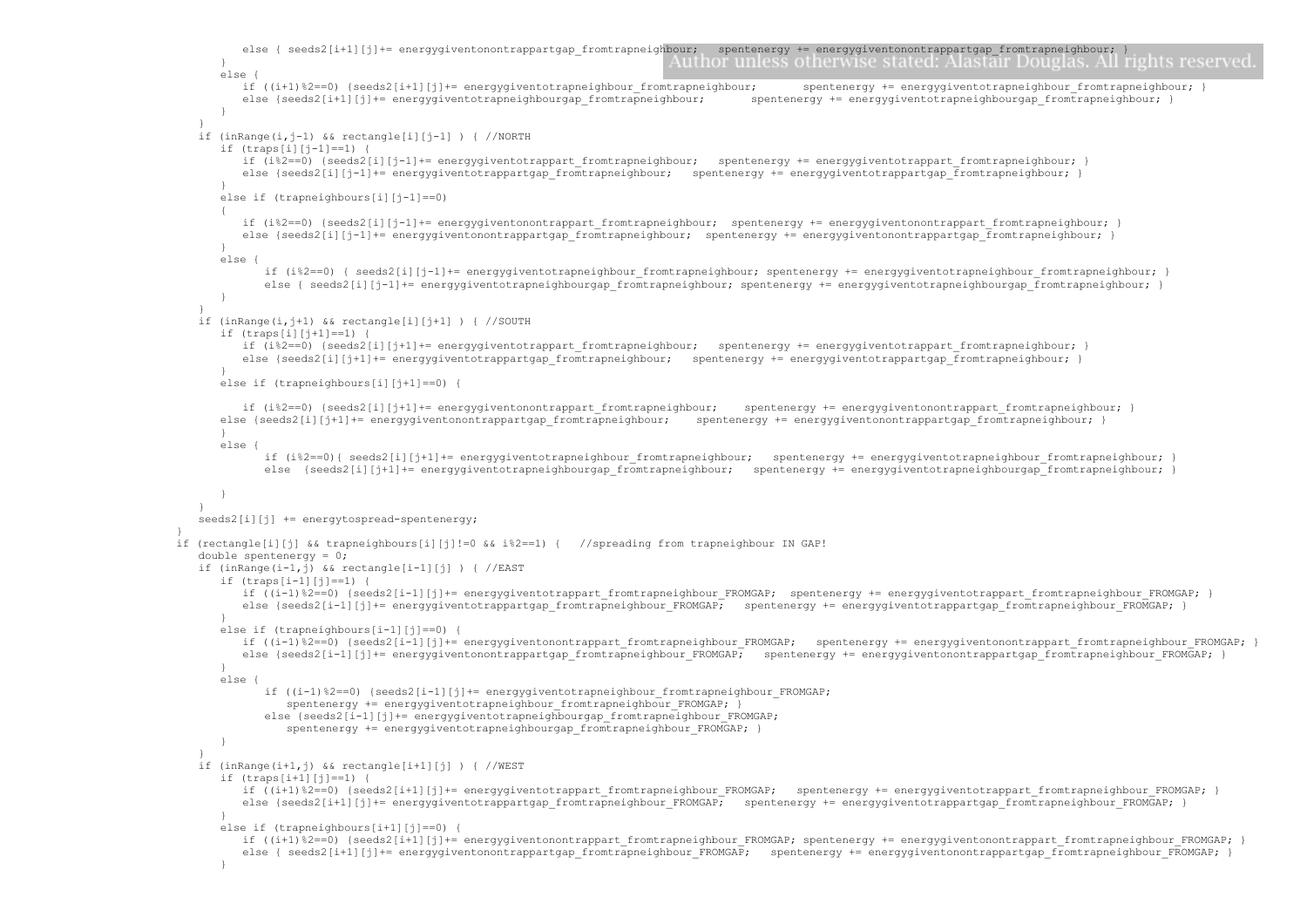```
            else { seeds2[i+1][j]+= energygiventononontrappartgap_fromtrapneighbour;   spentenergy += energygiventononontrappartgap_fromtrapneighbour; }
        }
        else {
            if ((i+1)%2==0) {seeds2[i+1][j]+= energygiventotrapneighbour_fromtrapneighbour;      spentenergy += energygiventotrapneighbour_fromtrapneighbour; }
            else {seeds2[i+1][j]+= energygiventotrapneighbourgap_fromtrapneighbour;      spentenergy += energygiventotrapneighbourgap_fromtrapneighbour; }
        }
    }
    if (inRange(i,j-1) && rectangle[i][j-1] ) { //NORTH
        if (traps[i][j-1]==1) {
            if (i%2==0) {seeds2[i][j-1]+= energygiventotrappart_fromtrapneighbour;   spentenergy += energygiventotrappart_fromtrapneighbour; }
            else {seeds2[i][j-1]+= energygiventotrappartgap_fromtrapneighbour;   spentenergy += energygiventotrappartgap_fromtrapneighbour; }
        }
        else if (trapneighbours[i][j-1]==0)
        {
            if (i%2==0) {seeds2[i][j-1]+= energygiventononontrappart_fromtrapneighbour;  spentenergy += energygiventononontrappart_fromtrapneighbour; }
            else {seeds2[i][j-1]+= energygiventononontrappartgap_fromtrapneighbour;  spentenergy += energygiventononontrappartgap_fromtrapneighbour; }
        }
        else {
                if (i%2==0) { seeds2[i][j-1]+= energygiventotrapneighbour_fromtrapneighbour; spentenergy += energygiventotrapneighbour_fromtrapneighbour; }
                else { seeds2[i][j-1]+= energygiventotrapneighbourgap_fromtrapneighbour; spentenergy += energygiventotrapneighbourgap_fromtrapneighbour; }
        }
    }
    if (inRange(i,j+1) && rectangle[i][j+1] ) { //SOUTH
        if (traps[i][j+1]==1) {
            if (i%2==0) {seeds2[i][j+1]+= energygiventotrappart_fromtrapneighbour;   spentenergy += energygiventotrappart_fromtrapneighbour; }
            else {seeds2[i][j+1]+= energygiventotrappartgap_fromtrapneighbour;   spentenergy += energygiventotrappartgap_fromtrapneighbour; }
        }
        else if (trapneighbours[i][j+1]==0) {

            if (i%2==0) {seeds2[i][j+1]+= energygiventononontrappart_fromtrapneighbour;    spentenergy += energygiventononontrappart_fromtrapneighbour; }
        else {seeds2[i][j+1]+= energygiventononontrappartgap_fromtrapneighbour;    spentenergy += energygiventononontrappartgap_fromtrapneighbour; }
        }
        else {
                if (i%2==0){ seeds2[i][j+1]+= energygiventotrapneighbour_fromtrapneighbour;   spentenergy += energygiventotrapneighbour_fromtrapneighbour; }
                else  {seeds2[i][j+1]+= energygiventotrapneighbourgap_fromtrapneighbour;   spentenergy += energygiventotrapneighbourgap_fromtrapneighbour; }

        }
    }
    seeds2[i][j] += energytospread-spentenergy;
}
if (rectangle[i][j] && trapneighbours[i][j]!=0 && i%2==1) {   //spreading from trapneighbour IN GAP!
    double spentenergy = 0;
    if (inRange(i-1,j) && rectangle[i-1][j] ) { //EAST
        if (traps[i-1][j]==1) {
            if ((i-1)%2==0) {seeds2[i-1][j]+= energygiventotrappart_fromtrapneighbour_FROMGAP;  spentenergy += energygiventotrappart_fromtrapneighbour_FROMGAP; }
            else {seeds2[i-1][j]+= energygiventotrappartgap_fromtrapneighbour_FROMGAP;   spentenergy += energygiventotrappartgap_fromtrapneighbour_FROMGAP; }
        }
        else if (trapneighbours[i-1][j]==0) {
            if ((i-1)%2==0) {seeds2[i-1][j]+= energygiventononontrappart_fromtrapneighbour_FROMGAP;   spentenergy += energygiventononontrappart_fromtrapneighbour_FROMGAP; }
            else {seeds2[i-1][j]+= energygiventononontrappartgap_fromtrapneighbour_FROMGAP;   spentenergy += energygiventononontrappartgap_fromtrapneighbour_FROMGAP; }
        }
        else {
                if ((i-1)%2==0) {seeds2[i-1][j]+= energygiventotrapneighbour_fromtrapneighbour_FROMGAP;
                    spentenergy += energygiventotrapneighbour_fromtrapneighbour_FROMGAP; }
                else {seeds2[i-1][j]+= energygiventotrapneighbourgap_fromtrapneighbour_FROMGAP;
                    spentenergy += energygiventotrapneighbourgap_fromtrapneighbour_FROMGAP; }
        }
    }
    if (inRange(i+1,j) && rectangle[i+1][j] ) { //WEST
        if (traps[i+1][j]==1) {
            if ((i+1)%2==0) {seeds2[i+1][j]+= energygiventotrappart_fromtrapneighbour_FROMGAP;   spentenergy += energygiventotrappart_fromtrapneighbour_FROMGAP; }
            else {seeds2[i+1][j]+= energygiventotrappartgap_fromtrapneighbour_FROMGAP;   spentenergy += energygiventotrappartgap_fromtrapneighbour_FROMGAP; }
        }
        else if (trapneighbours[i+1][j]==0) {
            if ((i+1)%2==0) {seeds2[i+1][j]+= energygiventononontrappart_fromtrapneighbour_FROMGAP; spentenergy += energygiventononontrappart_fromtrapneighbour_FROMGAP; }
            else { seeds2[i+1][j]+= energygiventononontrappartgap_fromtrapneighbour_FROMGAP;   spentenergy += energygiventononontrappartgap_fromtrapneighbour_FROMGAP; }
        }
```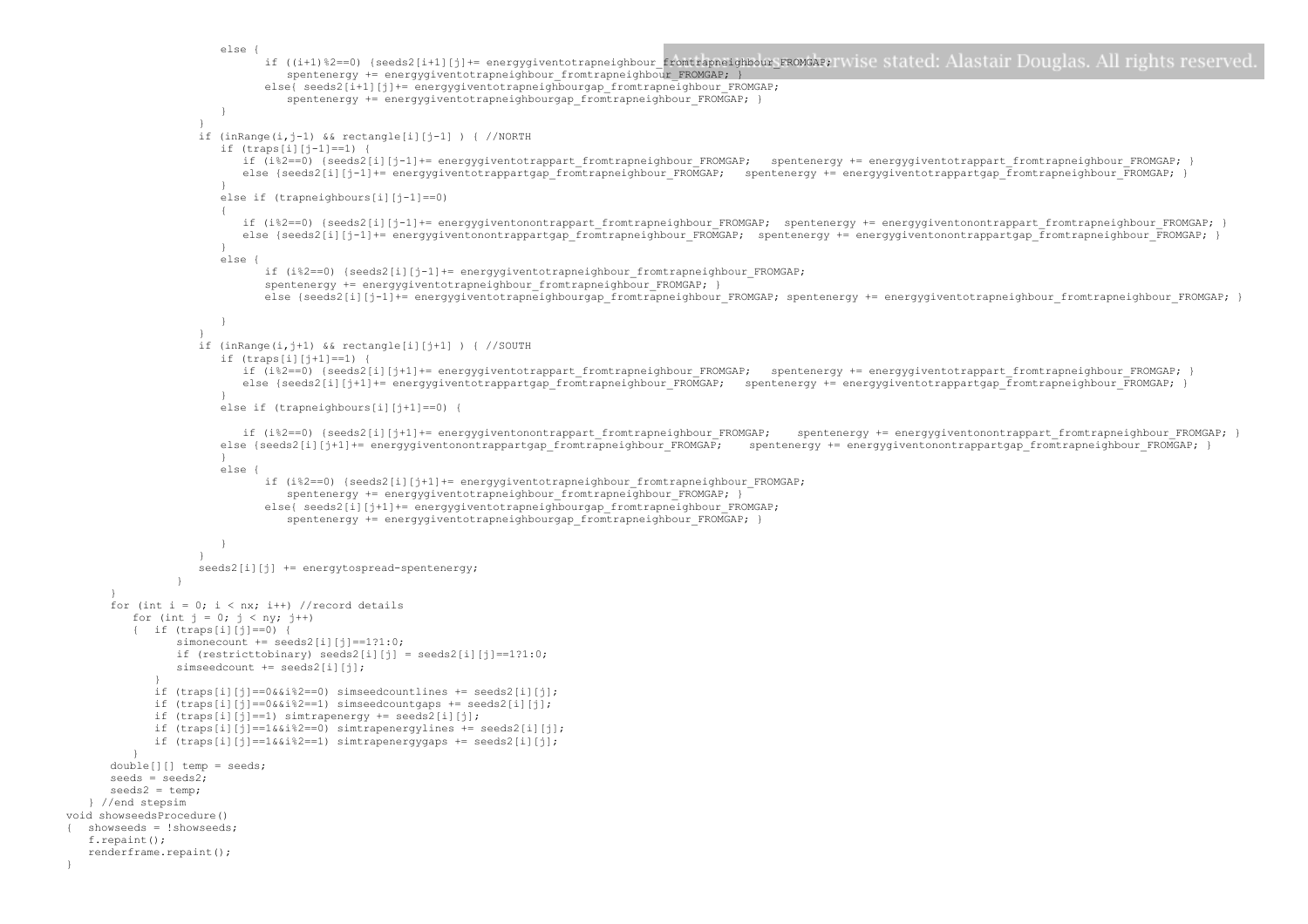```
                        else {
                                if ((i+1)%2==0) {seeds2[i+1][j]+= energygiventotrapneighbour_fromtrapneighbour_FROMGAP;
                                    spentenergy += energygiventotrapneighbour_fromtrapneighbour_FROMGAP; }
                                else{ seeds2[i+1][j]+= energygiventotrapneighbourgap_fromtrapneighbour_FROMGAP;
                                    spentenergy += energygiventotrapneighbourgap_fromtrapneighbour_FROMGAP; }
                        }
                    }
                    if (inRange(i,j-1) && rectangle[i][j-1] ) { //NORTH
                        if (traps[i][j-1]==1) {
                            if (i%2==0) {seeds2[i][j-1]+= energygiventotrappart_fromtrapneighbour_FROMGAP;   spentenergy += energygiventotrappart_fromtrapneighbour_FROMGAP; }
                            else {seeds2[i][j-1]+= energygiventotrappartgap_fromtrapneighbour_FROMGAP;   spentenergy += energygiventotrappartgap_fromtrapneighbour_FROMGAP; }
                        }
                        else if (trapneighbours[i][j-1]==0)
                        {
                            if (i%2==0) {seeds2[i][j-1]+= energygiventonontrappart_fromtrapneighbour_FROMGAP;  spentenergy += energygiventonontrappart_fromtrapneighbour_FROMGAP; }
                            else {seeds2[i][j-1]+= energygiventonontrappartgap_fromtrapneighbour_FROMGAP;  spentenergy += energygiventonontrappartgap_fromtrapneighbour_FROMGAP; }
                        }
                        else {
                                if (i%2==0) {seeds2[i][j-1]+= energygiventotrapneighbour_fromtrapneighbour_FROMGAP;
                                spentenergy += energygiventotrapneighbour_fromtrapneighbour_FROMGAP; }
                                else {seeds2[i][j-1]+= energygiventotrapneighbourgap_fromtrapneighbour_FROMGAP; spentenergy += energygiventotrapneighbour_fromtrapneighbour_FROMGAP; }

                        }
                    }
                    if (inRange(i,j+1) && rectangle[i][j+1] ) { //SOUTH
                        if (traps[i][j+1]==1) {
                            if (i%2==0) {seeds2[i][j+1]+= energygiventotrappart_fromtrapneighbour_FROMGAP;   spentenergy += energygiventotrappart_fromtrapneighbour_FROMGAP; }
                            else {seeds2[i][j+1]+= energygiventotrappartgap_fromtrapneighbour_FROMGAP;   spentenergy += energygiventotrappartgap_fromtrapneighbour_FROMGAP; }
                        }
                        else if (trapneighbours[i][j+1]==0) {

                            if (i%2==0) {seeds2[i][j+1]+= energygiventonontrappart_fromtrapneighbour_FROMGAP;    spentenergy += energygiventonontrappart_fromtrapneighbour_FROMGAP; }
                        else {seeds2[i][j+1]+= energygiventonontrappartgap_fromtrapneighbour_FROMGAP;    spentenergy += energygiventonontrappartgap_fromtrapneighbour_FROMGAP; }
                        }
                        else {
                                if (i%2==0) {seeds2[i][j+1]+= energygiventotrapneighbour_fromtrapneighbour_FROMGAP;
                                    spentenergy += energygiventotrapneighbour_fromtrapneighbour_FROMGAP; }
                                else{ seeds2[i][j+1]+= energygiventotrapneighbourgap_fromtrapneighbour_FROMGAP;
                                    spentenergy += energygiventotrapneighbourgap_fromtrapneighbour_FROMGAP; }

                        }
                    }
                    seeds2[i][j] += energytospread-spentenergy;
                }
        }
        for (int i = 0; i < nx; i++) //record details
            for (int j = 0; j < ny; j++)
            {   if (traps[i][j]==0) {
                    simonecount += seeds2[i][j]==1?1:0;
                    if (restricttobinary) seeds2[i][j] = seeds2[i][j]==1?1:0;
                    simseedcount += seeds2[i][j];
                }
                if (traps[i][j]==0&&i%2==0) simseedcountlines += seeds2[i][j];
                if (traps[i][j]==0&&i%2==1) simseedcountgaps += seeds2[i][j];
                if (traps[i][j]==1) simtrapenergy += seeds2[i][j];
                if (traps[i][j]==1&&i%2==0) simtrapenergylines += seeds2[i][j];
                if (traps[i][j]==1&&i%2==1) simtrapenergygaps += seeds2[i][j];
            }
        double[][] temp = seeds;
        seeds = seeds2;
        seeds2 = temp;
    } //end stepsim
void showseedsProcedure()
{   showseeds = !showseeds;
    f.repaint();
    renderframe.repaint();
}
```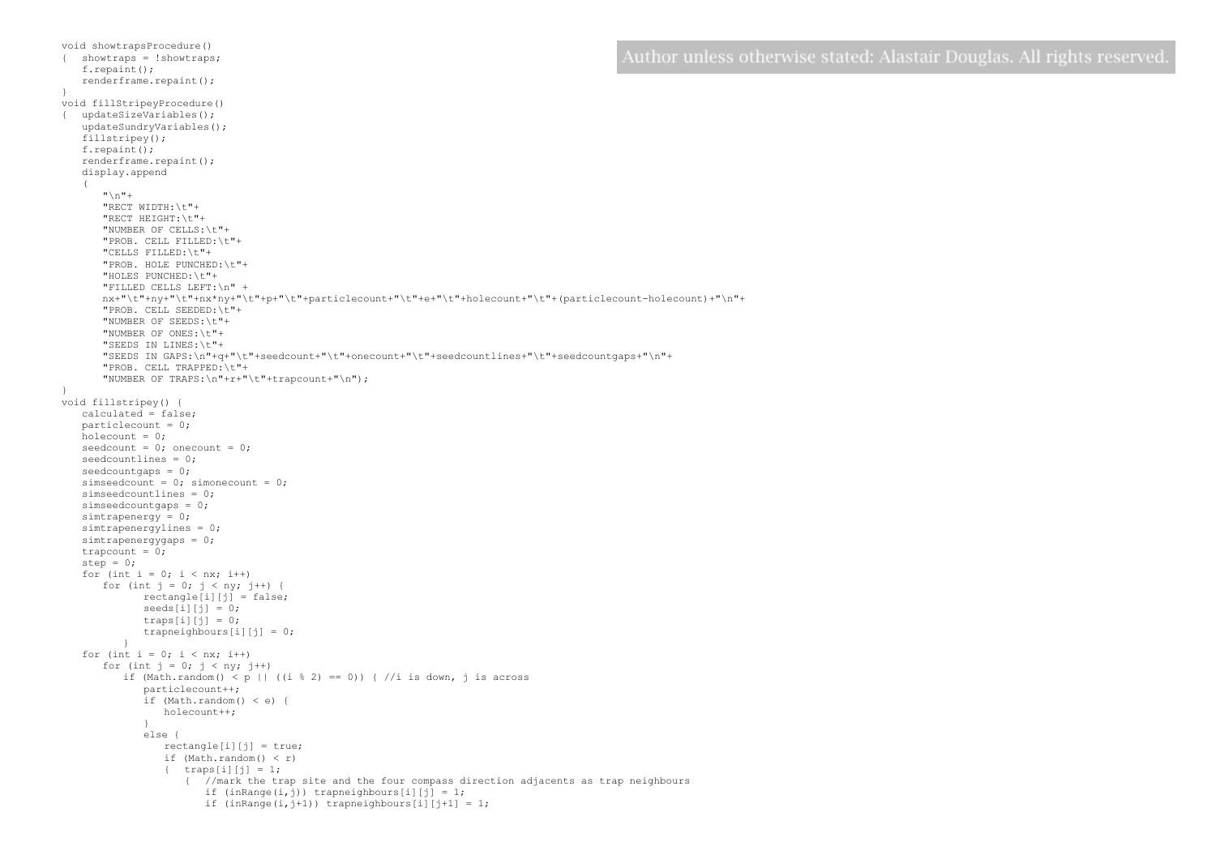Author unless otherwise stated: Alastair Douglas. All rights reserved.

```
void showtrapsProcedure()
{  showtraps = !showtraps;
   f.repaint();
   renderframe.repaint();
}
void fillStripeyProcedure()
{  updateSizeVariables();
   updateSundryVariables();
   fillstripey();
   f.repaint();
   renderframe.repaint();
   display.append
   (
      "\n"+
      "RECT WIDTH:\t"+
      "RECT HEIGHT:\t"+
      "NUMBER OF CELLS:\t"+
      "PROB. CELL FILLED:\t"+
      "CELLS FILLED:\t"+
      "PROB. HOLE PUNCHED:\t"+
      "HOLES PUNCHED:\t"+
      "FILLED CELLS LEFT:\n" +
      nx+"\t"+ny+"\t"+nx*ny+"\t"+p+"\t"+particlecount+"\t"+e+"\t"+holecount+"\t"+(particlecount-holecount)+"\n"+
      "PROB. CELL SEEDED:\t"+
      "NUMBER OF SEEDS:\t"+
      "NUMBER OF ONES:\t"+
      "SEEDS IN LINES:\t"+
      "SEEDS IN GAPS:\n"+q+"\t"+seedcount+"\t"+onecount+"\t"+seedcountlines+"\t"+seedcountgaps+"\n"+
      "PROB. CELL TRAPPED:\t"+
      "NUMBER OF TRAPS:\n"+r+"\t"+trapcount+"\n");
}
void fillstripey() {
   calculated = false;
   particlecount = 0;
   holecount = 0;
   seedcount = 0; onecount = 0;
   seedcountlines = 0;
   seedcountgaps = 0;
   simseedcount = 0; simonecount = 0;
   simseedcountlines = 0;
   simseedcountgaps = 0;
   simtrapenergy = 0;
   simtrapenergylines = 0;
   simtrapenergygaps = 0;
   trapcount = 0;
   step = 0;
   for (int i = 0; i < nx; i++)
      for (int j = 0; j < ny; j++) {
            rectangle[i][j] = false;
            seeds[i][j] = 0;
            traps[i][j] = 0;
            trapneighbours[i][j] = 0;
         }
   for (int i = 0; i < nx; i++)
      for (int j = 0; j < ny; j++)
         if (Math.random() < p || ((i % 2) == 0)) { //i is down, j is across
            particlecount++;
            if (Math.random() < e) {
               holecount++;
            }
            else {
               rectangle[i][j] = true;
               if (Math.random() < r)
               {  traps[i][j] = 1;
                  {  //mark the trap site and the four compass direction adjacents as trap neighbours
                     if (inRange(i,j)) trapneighbours[i][j] = 1;
                     if (inRange(i,j+1)) trapneighbours[i][j+1] = 1;
```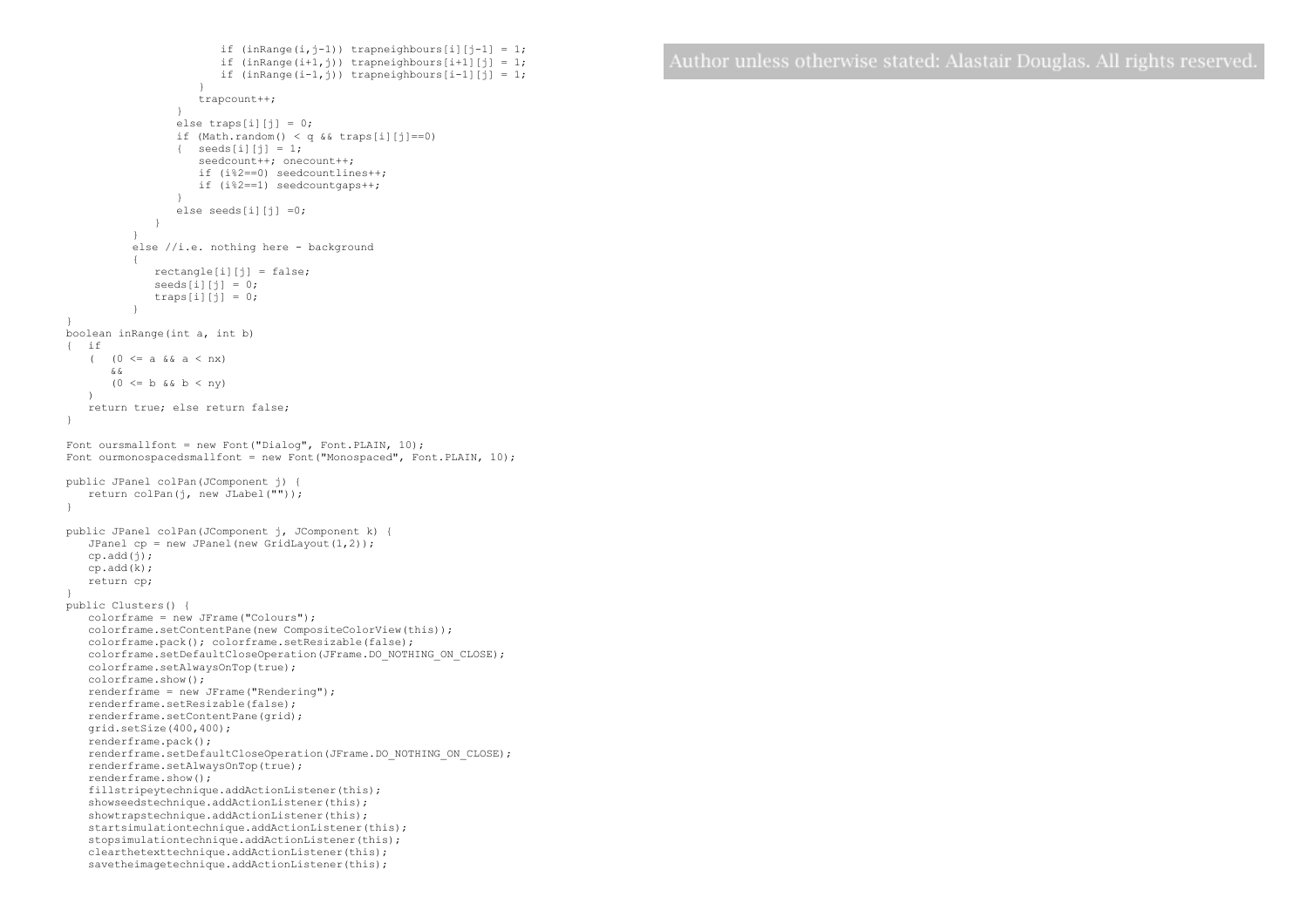```
                        if (inRange(i,j-1)) trapneighbours[i][j-1] = 1;
                        if (inRange(i+1,j)) trapneighbours[i+1][j] = 1;
                        if (inRange(i-1,j)) trapneighbours[i-1][j] = 1;
                     }
                     trapcount++;
                  }
                  else traps[i][j] = 0;
                  if (Math.random() < q && traps[i][j]==0)
                  {  seeds[i][j] = 1;
                     seedcount++; onecount++;
                     if (i%2==0) seedcountlines++;
                     if (i%2==1) seedcountgaps++;
                  }
                  else seeds[i][j] =0;
               }
            }
            else //i.e. nothing here - background
            {
               rectangle[i][j] = false;
               seeds[i][j] = 0;
               traps[i][j] = 0;
            }
}
boolean inRange(int a, int b)
{  if
   (  (0 <= a && a < nx)
      &&
      (0 <= b && b < ny)
   )
   return true; else return false;
}

Font oursmallfont = new Font("Dialog", Font.PLAIN, 10);
Font ourmonospacedsmallfont = new Font("Monospaced", Font.PLAIN, 10);

public JPanel colPan(JComponent j) {
   return colPan(j, new JLabel(""));
}

public JPanel colPan(JComponent j, JComponent k) {
   JPanel cp = new JPanel(new GridLayout(1,2));
   cp.add(j);
   cp.add(k);
   return cp;
}
public Clusters() {
   colorframe = new JFrame("Colours");
   colorframe.setContentPane(new CompositeColorView(this));
   colorframe.pack(); colorframe.setResizable(false);
   colorframe.setDefaultCloseOperation(JFrame.DO_NOTHING_ON_CLOSE);
   colorframe.setAlwaysOnTop(true);
   colorframe.show();
   renderframe = new JFrame("Rendering");
   renderframe.setResizable(false);
   renderframe.setContentPane(grid);
   grid.setSize(400,400);
   renderframe.pack();
   renderframe.setDefaultCloseOperation(JFrame.DO_NOTHING_ON_CLOSE);
   renderframe.setAlwaysOnTop(true);
   renderframe.show();
   fillstripeytechnique.addActionListener(this);
   showseedstechnique.addActionListener(this);
   showtrapstechnique.addActionListener(this);
   startsimulationtechnique.addActionListener(this);
   stopsimulationtechnique.addActionListener(this);
   clearthetexttechnique.addActionListener(this);
   savetheimagetechnique.addActionListener(this);
```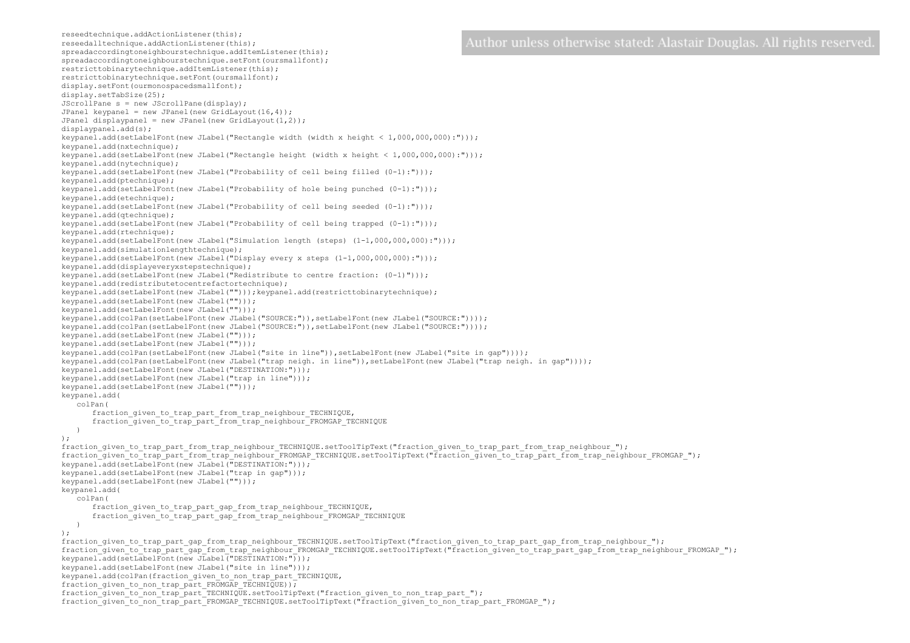Author unless otherwise stated: Alastair Douglas. All rights reserved.

```
reseedtechnique.addActionListener(this);
reseedalltechnique.addActionListener(this);
spreadaccordingtoneighbourstechnique.addItemListener(this);
spreadaccordingtoneighbourstechnique.setFont(oursmallfont);
restricttobinarytechnique.addItemListener(this);
restricttobinarytechnique.setFont(oursmallfont);
display.setFont(ourmonospacedsmallfont);
display.setTabSize(25);
JScrollPane s = new JScrollPane(display);
JPanel keypanel = new JPanel(new GridLayout(16,4));
JPanel displaypanel = new JPanel(new GridLayout(1,2));
displaypanel.add(s);
keypanel.add(setLabelFont(new JLabel("Rectangle width (width x height < 1,000,000,000):")));
keypanel.add(nxtechnique);
keypanel.add(setLabelFont(new JLabel("Rectangle height (width x height < 1,000,000,000):")));
keypanel.add(nytechnique);
keypanel.add(setLabelFont(new JLabel("Probability of cell being filled (0-1):")));
keypanel.add(ptechnique);
keypanel.add(setLabelFont(new JLabel("Probability of hole being punched (0-1):")));
keypanel.add(etechnique);
keypanel.add(setLabelFont(new JLabel("Probability of cell being seeded (0-1):")));
keypanel.add(qtechnique);
keypanel.add(setLabelFont(new JLabel("Probability of cell being trapped (0-1):")));
keypanel.add(rtechnique);
keypanel.add(setLabelFont(new JLabel("Simulation length (steps) (1-1,000,000,000):")));
keypanel.add(simulationlengthtechnique);
keypanel.add(setLabelFont(new JLabel("Display every x steps (1-1,000,000,000):")));
keypanel.add(displayeveryxstepstechnique);
keypanel.add(setLabelFont(new JLabel("Redistribute to centre fraction: (0-1)")));
keypanel.add(redistributetocentrefactortechnique);
keypanel.add(setLabelFont(new JLabel("")));keypanel.add(restricttobinarytechnique);
keypanel.add(setLabelFont(new JLabel("")));
keypanel.add(setLabelFont(new JLabel("")));
keypanel.add(colPan(setLabelFont(new JLabel("SOURCE:")),setLabelFont(new JLabel("SOURCE:"))));
keypanel.add(colPan(setLabelFont(new JLabel("SOURCE:")),setLabelFont(new JLabel("SOURCE:"))));
keypanel.add(setLabelFont(new JLabel("")));
keypanel.add(setLabelFont(new JLabel("")));
keypanel.add(colPan(setLabelFont(new JLabel("site in line")),setLabelFont(new JLabel("site in gap"))));
keypanel.add(colPan(setLabelFont(new JLabel("trap neigh. in line")),setLabelFont(new JLabel("trap neigh. in gap"))));
keypanel.add(setLabelFont(new JLabel("DESTINATION:")));
keypanel.add(setLabelFont(new JLabel("trap in line")));
keypanel.add(setLabelFont(new JLabel("")));
keypanel.add(
   colPan(
      fraction_given_to_trap_part_from_trap_neighbour_TECHNIQUE,
      fraction_given_to_trap_part_from_trap_neighbour_FROMGAP_TECHNIQUE
   )
);
fraction_given_to_trap_part_from_trap_neighbour_TECHNIQUE.setToolTipText("fraction_given_to_trap_part_from_trap_neighbour_");
fraction_given_to_trap_part_from_trap_neighbour_FROMGAP_TECHNIQUE.setToolTipText("fraction_given_to_trap_part_from_trap_neighbour_FROMGAP_");
keypanel.add(setLabelFont(new JLabel("DESTINATION:")));
keypanel.add(setLabelFont(new JLabel("trap in gap")));
keypanel.add(setLabelFont(new JLabel("")));
keypanel.add(
   colPan(
      fraction_given_to_trap_part_gap_from_trap_neighbour_TECHNIQUE,
      fraction_given_to_trap_part_gap_from_trap_neighbour_FROMGAP_TECHNIQUE
   )
);
fraction_given_to_trap_part_gap_from_trap_neighbour_TECHNIQUE.setToolTipText("fraction_given_to_trap_part_gap_from_trap_neighbour_");
fraction_given_to_trap_part_gap_from_trap_neighbour_FROMGAP_TECHNIQUE.setToolTipText("fraction_given_to_trap_part_gap_from_trap_neighbour_FROMGAP_");
keypanel.add(setLabelFont(new JLabel("DESTINATION:")));
keypanel.add(setLabelFont(new JLabel("site in line")));
keypanel.add(colPan(fraction_given_to_non_trap_part_TECHNIQUE,
fraction_given_to_non_trap_part_FROMGAP_TECHNIQUE));
fraction_given_to_non_trap_part_TECHNIQUE.setToolTipText("fraction_given_to_non_trap_part_");
fraction_given_to_non_trap_part_FROMGAP_TECHNIQUE.setToolTipText("fraction_given_to_non_trap_part_FROMGAP_");
```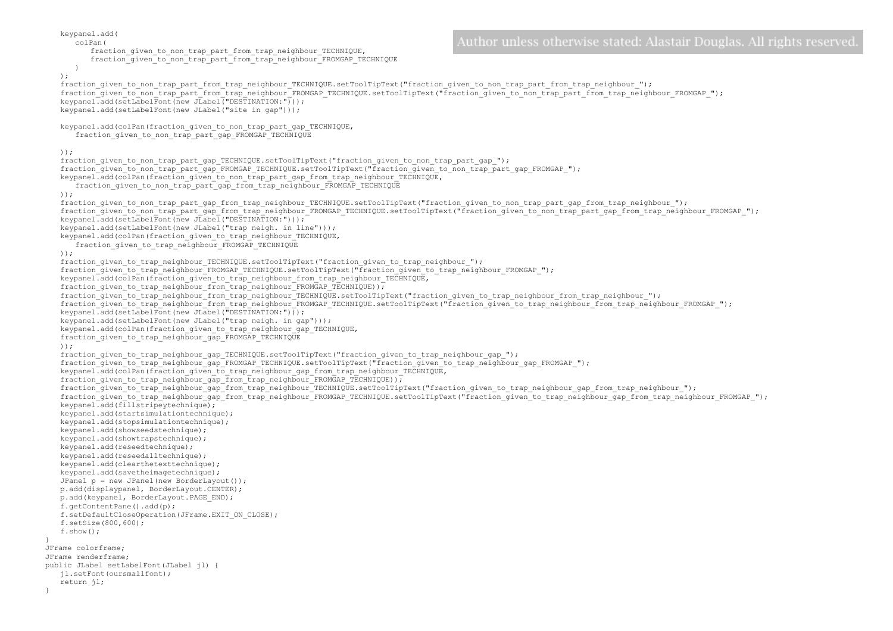```
    keypanel.add(
       colPan(
          fraction_given_to_non_trap_part_from_trap_neighbour_TECHNIQUE,
          fraction_given_to_non_trap_part_from_trap_neighbour_FROMGAP_TECHNIQUE
       )
    );
    fraction_given_to_non_trap_part_from_trap_neighbour_TECHNIQUE.setToolTipText("fraction_given_to_non_trap_part_from_trap_neighbour_");
    fraction_given_to_non_trap_part_from_trap_neighbour_FROMGAP_TECHNIQUE.setToolTipText("fraction_given_to_non_trap_part_from_trap_neighbour_FROMGAP_");
    keypanel.add(setLabelFont(new JLabel("DESTINATION:")));
    keypanel.add(setLabelFont(new JLabel("site in gap")));

    keypanel.add(colPan(fraction_given_to_non_trap_part_gap_TECHNIQUE,
       fraction_given_to_non_trap_part_gap_FROMGAP_TECHNIQUE

    ));
    fraction_given_to_non_trap_part_gap_TECHNIQUE.setToolTipText("fraction_given_to_non_trap_part_gap_");
    fraction_given_to_non_trap_part_gap_FROMGAP_TECHNIQUE.setToolTipText("fraction_given_to_non_trap_part_gap_FROMGAP_");
    keypanel.add(colPan(fraction_given_to_non_trap_part_gap_from_trap_neighbour_TECHNIQUE,
       fraction_given_to_non_trap_part_gap_from_trap_neighbour_FROMGAP_TECHNIQUE
    ));
    fraction_given_to_non_trap_part_gap_from_trap_neighbour_TECHNIQUE.setToolTipText("fraction_given_to_non_trap_part_gap_from_trap_neighbour_");
    fraction_given_to_non_trap_part_gap_from_trap_neighbour_FROMGAP_TECHNIQUE.setToolTipText("fraction_given_to_non_trap_part_gap_from_trap_neighbour_FROMGAP_");
    keypanel.add(setLabelFont(new JLabel("DESTINATION:")));
    keypanel.add(setLabelFont(new JLabel("trap neigh. in line")));
    keypanel.add(colPan(fraction_given_to_trap_neighbour_TECHNIQUE,
       fraction_given_to_trap_neighbour_FROMGAP_TECHNIQUE
    ));
    fraction_given_to_trap_neighbour_TECHNIQUE.setToolTipText("fraction_given_to_trap_neighbour_");
    fraction_given_to_trap_neighbour_FROMGAP_TECHNIQUE.setToolTipText("fraction_given_to_trap_neighbour_FROMGAP_");
    keypanel.add(colPan(fraction_given_to_trap_neighbour_from_trap_neighbour_TECHNIQUE,
    fraction_given_to_trap_neighbour_from_trap_neighbour_FROMGAP_TECHNIQUE));
    fraction_given_to_trap_neighbour_from_trap_neighbour_TECHNIQUE.setToolTipText("fraction_given_to_trap_neighbour_from_trap_neighbour_");
    fraction_given_to_trap_neighbour_from_trap_neighbour_FROMGAP_TECHNIQUE.setToolTipText("fraction_given_to_trap_neighbour_from_trap_neighbour_FROMGAP_");
    keypanel.add(setLabelFont(new JLabel("DESTINATION:")));
    keypanel.add(setLabelFont(new JLabel("trap neigh. in gap")));
    keypanel.add(colPan(fraction_given_to_trap_neighbour_gap_TECHNIQUE,
    fraction_given_to_trap_neighbour_gap_FROMGAP_TECHNIQUE
    ));
    fraction_given_to_trap_neighbour_gap_TECHNIQUE.setToolTipText("fraction_given_to_trap_neighbour_gap_");
    fraction_given_to_trap_neighbour_gap_FROMGAP_TECHNIQUE.setToolTipText("fraction_given_to_trap_neighbour_gap_FROMGAP_");
    keypanel.add(colPan(fraction_given_to_trap_neighbour_gap_from_trap_neighbour_TECHNIQUE,
    fraction_given_to_trap_neighbour_gap_from_trap_neighbour_FROMGAP_TECHNIQUE));
    fraction_given_to_trap_neighbour_gap_from_trap_neighbour_TECHNIQUE.setToolTipText("fraction_given_to_trap_neighbour_gap_from_trap_neighbour_");
    fraction_given_to_trap_neighbour_gap_from_trap_neighbour_FROMGAP_TECHNIQUE.setToolTipText("fraction_given_to_trap_neighbour_gap_from_trap_neighbour_FROMGAP_");
    keypanel.add(fillstripeytechnique);
    keypanel.add(startsimulationtechnique);
    keypanel.add(stopsimulationtechnique);
    keypanel.add(showseedstechnique);
    keypanel.add(showtrapstechnique);
    keypanel.add(reseedtechnique);
    keypanel.add(reseedalltechnique);
    keypanel.add(clearthetexttechnique);
    keypanel.add(savetheimagetechnique);
    JPanel p = new JPanel(new BorderLayout());
    p.add(displaypanel, BorderLayout.CENTER);
    p.add(keypanel, BorderLayout.PAGE_END);
    f.getContentPane().add(p);
    f.setDefaultCloseOperation(JFrame.EXIT_ON_CLOSE);
    f.setSize(800,600);
    f.show();
}
JFrame colorframe;
JFrame renderframe;
public JLabel setLabelFont(JLabel jl) {
    jl.setFont(oursmallfont);
    return jl;
}
```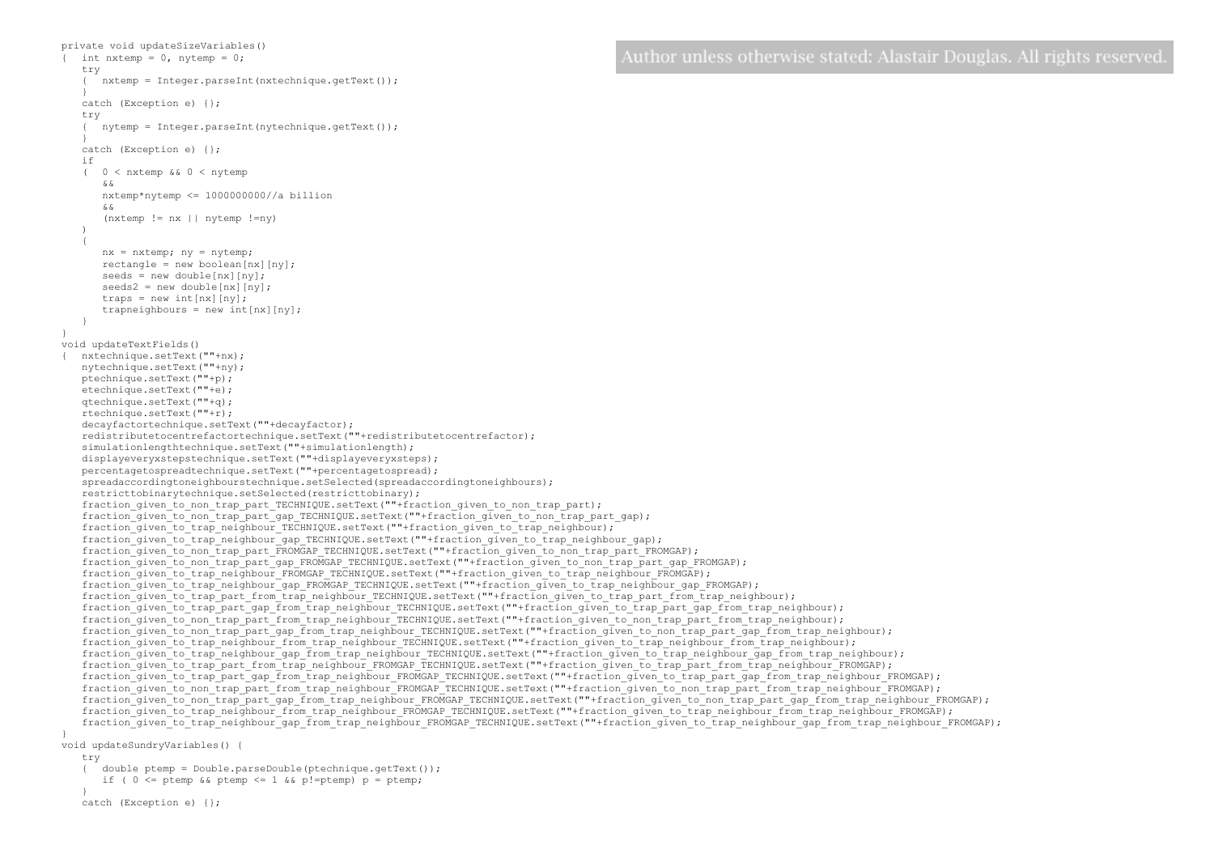```
private void updateSizeVariables()
{  int nxtemp = 0, nytemp = 0;
   try
   {  nxtemp = Integer.parseInt(nxtechnique.getText());
   }
   catch (Exception e) {};
   try
   {  nytemp = Integer.parseInt(nytechnique.getText());
   }
   catch (Exception e) {};
   if
   (  0 < nxtemp && 0 < nytemp
      &&
      nxtemp*nytemp <= 1000000000//a billion
      &&
      (nxtemp != nx || nytemp !=ny)
   )
   {
      nx = nxtemp; ny = nytemp;
      rectangle = new boolean[nx][ny];
      seeds = new double[nx][ny];
      seeds2 = new double[nx][ny];
      traps = new int[nx][ny];
      trapneighbours = new int[nx][ny];
   }
}
void updateTextFields()
{  nxtechnique.setText(""+nx);
   nytechnique.setText(""+ny);
   ptechnique.setText(""+p);
   etechnique.setText(""+e);
   qtechnique.setText(""+q);
   rtechnique.setText(""+r);
   decayfactortechnique.setText(""+decayfactor);
   redistributetocentrefactortechnique.setText(""+redistributetocentrefactor);
   simulationlengthtechnique.setText(""+simulationlength);
   displayeveryxstepstechnique.setText(""+displayeveryxsteps);
   percentagetospreadtechnique.setText(""+percentagetospread);
   spreadaccordingtoneighbourstechnique.setSelected(spreadaccordingtoneighbours);
   restricttobinarytechnique.setSelected(restricttobinary);
   fraction_given_to_non_trap_part_TECHNIQUE.setText(""+fraction_given_to_non_trap_part);
   fraction_given_to_non_trap_part_gap_TECHNIQUE.setText(""+fraction_given_to_non_trap_part_gap);
   fraction_given_to_trap_neighbour_TECHNIQUE.setText(""+fraction_given_to_trap_neighbour);
   fraction_given_to_trap_neighbour_gap_TECHNIQUE.setText(""+fraction_given_to_trap_neighbour_gap);
   fraction_given_to_non_trap_part_FROMGAP_TECHNIQUE.setText(""+fraction_given_to_non_trap_part_FROMGAP);
   fraction_given_to_non_trap_part_gap_FROMGAP_TECHNIQUE.setText(""+fraction_given_to_non_trap_part_gap_FROMGAP);
   fraction_given_to_trap_neighbour_FROMGAP_TECHNIQUE.setText(""+fraction_given_to_trap_neighbour_FROMGAP);
   fraction_given_to_trap_neighbour_gap_FROMGAP_TECHNIQUE.setText(""+fraction_given_to_trap_neighbour_gap_FROMGAP);
   fraction_given_to_trap_part_from_trap_neighbour_TECHNIQUE.setText(""+fraction_given_to_trap_part_from_trap_neighbour);
   fraction_given_to_trap_part_gap_from_trap_neighbour_TECHNIQUE.setText(""+fraction_given_to_trap_part_gap_from_trap_neighbour);
   fraction_given_to_non_trap_part_from_trap_neighbour_TECHNIQUE.setText(""+fraction_given_to_non_trap_part_from_trap_neighbour);
   fraction_given_to_non_trap_part_gap_from_trap_neighbour_TECHNIQUE.setText(""+fraction_given_to_non_trap_part_gap_from_trap_neighbour);
   fraction_given_to_trap_neighbour_from_trap_neighbour_TECHNIQUE.setText(""+fraction_given_to_trap_neighbour_from_trap_neighbour);
   fraction_given_to_trap_neighbour_gap_from_trap_neighbour_TECHNIQUE.setText(""+fraction_given_to_trap_neighbour_gap_from_trap_neighbour);
   fraction_given_to_trap_part_from_trap_neighbour_FROMGAP_TECHNIQUE.setText(""+fraction_given_to_trap_part_from_trap_neighbour_FROMGAP);
   fraction_given_to_trap_part_gap_from_trap_neighbour_FROMGAP_TECHNIQUE.setText(""+fraction_given_to_trap_part_gap_from_trap_neighbour_FROMGAP);
   fraction_given_to_non_trap_part_from_trap_neighbour_FROMGAP_TECHNIQUE.setText(""+fraction_given_to_non_trap_part_from_trap_neighbour_FROMGAP);
   fraction_given_to_non_trap_part_gap_from_trap_neighbour_FROMGAP_TECHNIQUE.setText(""+fraction_given_to_non_trap_part_gap_from_trap_neighbour_FROMGAP);
   fraction_given_to_trap_neighbour_from_trap_neighbour_FROMGAP_TECHNIQUE.setText(""+fraction_given_to_trap_neighbour_from_trap_neighbour_FROMGAP);
   fraction_given_to_trap_neighbour_gap_from_trap_neighbour_FROMGAP_TECHNIQUE.setText(""+fraction_given_to_trap_neighbour_gap_from_trap_neighbour_FROMGAP);
}
void updateSundryVariables() {
   try
   {  double ptemp = Double.parseDouble(ptechnique.getText());
      if ( 0 <= ptemp && ptemp <= 1 && p!=ptemp) p = ptemp;
   }
   catch (Exception e) {};
```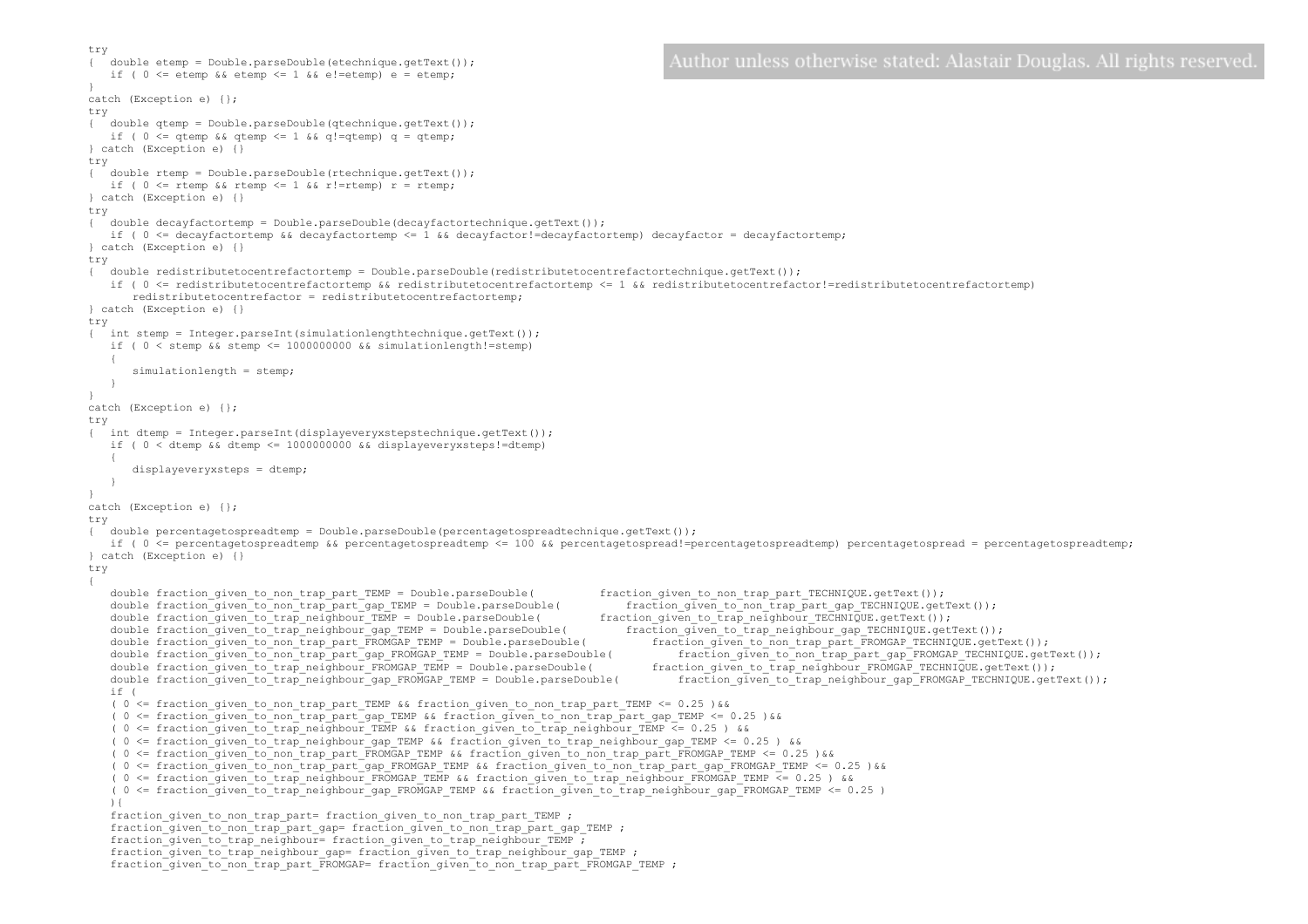```
try
{  double etemp = Double.parseDouble(etechnique.getText());
   if ( 0 <= etemp && etemp <= 1 && e!=etemp) e = etemp;
}
catch (Exception e) {};
try
{  double qtemp = Double.parseDouble(qtechnique.getText());
   if ( 0 <= qtemp && qtemp <= 1 && q!=qtemp) q = qtemp;
} catch (Exception e) {}
try
{  double rtemp = Double.parseDouble(rtechnique.getText());
   if ( 0 <= rtemp && rtemp <= 1 && r!=rtemp) r = rtemp;
} catch (Exception e) {}
try
{  double decayfactortemp = Double.parseDouble(decayfactortechnique.getText());
   if ( 0 <= decayfactortemp && decayfactortemp <= 1 && decayfactor!=decayfactortemp) decayfactor = decayfactortemp;
} catch (Exception e) {}
try
{  double redistributetocentrefactortemp = Double.parseDouble(redistributetocentrefactortechnique.getText());
   if ( 0 <= redistributetocentrefactortemp && redistributetocentrefactortemp <= 1 && redistributetocentrefactor!=redistributetocentrefactortemp)
      redistributetocentrefactor = redistributetocentrefactortemp;
} catch (Exception e) {}
try
{  int stemp = Integer.parseInt(simulationlengthtechnique.getText());
   if ( 0 < stemp && stemp <= 1000000000 && simulationlength!=stemp)
   {
      simulationlength = stemp;
   }
}
catch (Exception e) {};
try
{  int dtemp = Integer.parseInt(displayeveryxstepstechnique.getText());
   if ( 0 < dtemp && dtemp <= 1000000000 && displayeveryxsteps!=dtemp)
   {
      displayeveryxsteps = dtemp;
   }
}
catch (Exception e) {};
try
{  double percentagetospreadtemp = Double.parseDouble(percentagetospreadtechnique.getText());
   if ( 0 <= percentagetospreadtemp && percentagetospreadtemp <= 100 && percentagetospread!=percentagetospreadtemp) percentagetospread = percentagetospreadtemp;
} catch (Exception e) {}
try
{
   double fraction_given_to_non_trap_part_TEMP = Double.parseDouble(          fraction_given_to_non_trap_part_TECHNIQUE.getText());
   double fraction_given_to_non_trap_part_gap_TEMP = Double.parseDouble(          fraction_given_to_non_trap_part_gap_TECHNIQUE.getText());
   double fraction_given_to_trap_neighbour_TEMP = Double.parseDouble(         fraction_given_to_trap_neighbour_TECHNIQUE.getText());
   double fraction_given_to_trap_neighbour_gap_TEMP = Double.parseDouble(         fraction_given_to_trap_neighbour_gap_TECHNIQUE.getText());
   double fraction_given_to_non_trap_part_FROMGAP_TEMP = Double.parseDouble(          fraction_given_to_non_trap_part_FROMGAP_TECHNIQUE.getText());
   double fraction_given_to_non_trap_part_gap_FROMGAP_TEMP = Double.parseDouble(          fraction_given_to_non_trap_part_gap_FROMGAP_TECHNIQUE.getText());
   double fraction_given_to_trap_neighbour_FROMGAP_TEMP = Double.parseDouble(         fraction_given_to_trap_neighbour_FROMGAP_TECHNIQUE.getText());
   double fraction_given_to_trap_neighbour_gap_FROMGAP_TEMP = Double.parseDouble(         fraction_given_to_trap_neighbour_gap_FROMGAP_TECHNIQUE.getText());
   if (
   ( 0 <= fraction_given_to_non_trap_part_TEMP && fraction_given_to_non_trap_part_TEMP <= 0.25 )&&
   ( 0 <= fraction_given_to_non_trap_part_gap_TEMP && fraction_given_to_non_trap_part_gap_TEMP <= 0.25 )&&
   ( 0 <= fraction_given_to_trap_neighbour_TEMP && fraction_given_to_trap_neighbour_TEMP <= 0.25 ) &&
   ( 0 <= fraction_given_to_trap_neighbour_gap_TEMP && fraction_given_to_trap_neighbour_gap_TEMP <= 0.25 ) &&
   ( 0 <= fraction_given_to_non_trap_part_FROMGAP_TEMP && fraction_given_to_non_trap_part_FROMGAP_TEMP <= 0.25 )&&
   ( 0 <= fraction_given_to_non_trap_part_gap_FROMGAP_TEMP && fraction_given_to_non_trap_part_gap_FROMGAP_TEMP <= 0.25 )&&
   ( 0 <= fraction_given_to_trap_neighbour_FROMGAP_TEMP && fraction_given_to_trap_neighbour_FROMGAP_TEMP <= 0.25 ) &&
   ( 0 <= fraction_given_to_trap_neighbour_gap_FROMGAP_TEMP && fraction_given_to_trap_neighbour_gap_FROMGAP_TEMP <= 0.25 )
   ){
   fraction_given_to_non_trap_part= fraction_given_to_non_trap_part_TEMP ;
   fraction_given_to_non_trap_part_gap= fraction_given_to_non_trap_part_gap_TEMP ;
   fraction_given_to_trap_neighbour= fraction_given_to_trap_neighbour_TEMP ;
   fraction_given_to_trap_neighbour_gap= fraction_given_to_trap_neighbour_gap_TEMP ;
   fraction_given_to_non_trap_part_FROMGAP= fraction_given_to_non_trap_part_FROMGAP_TEMP ;
```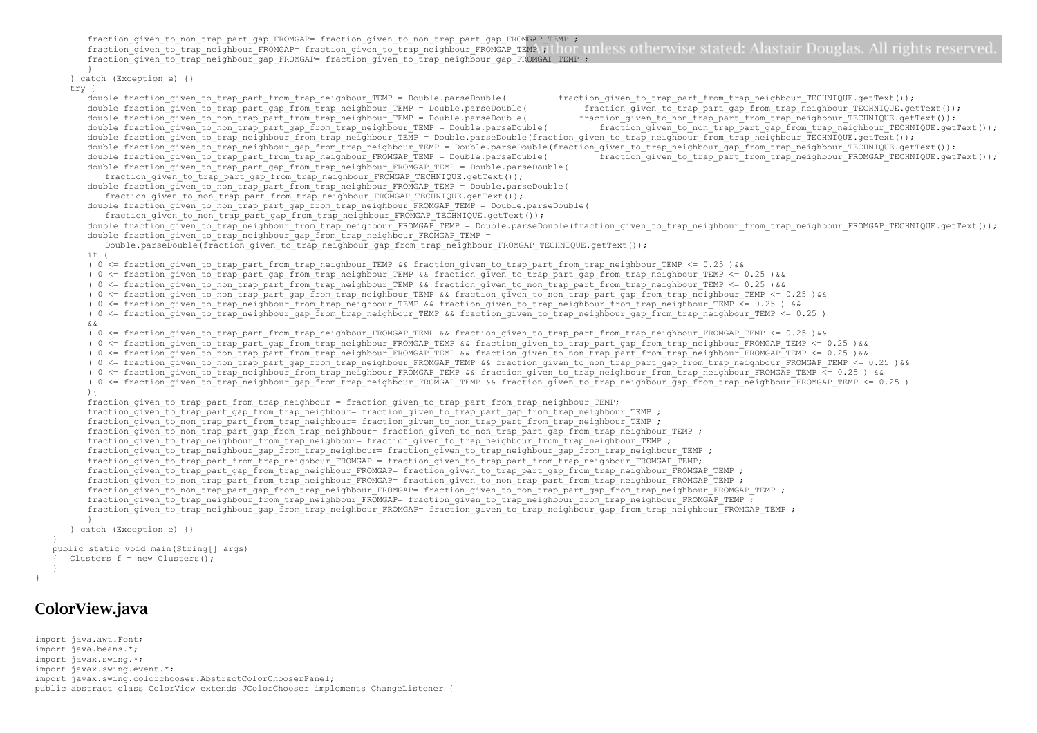```
            fraction_given_to_non_trap_part_gap_FROMGAP= fraction_given_to_non_trap_part_gap_FROMGAP_TEMP ;
            fraction_given_to_trap_neighbour_FROMGAP= fraction_given_to_trap_neighbour_FROMGAP_TEMP ;
            fraction_given_to_trap_neighbour_gap_FROMGAP= fraction_given_to_trap_neighbour_gap_FROMGAP_TEMP ;
            }
        } catch (Exception e) {}
        try {
            double fraction_given_to_trap_part_from_trap_neighbour_TEMP = Double.parseDouble(          fraction_given_to_trap_part_from_trap_neighbour_TECHNIQUE.getText());
            double fraction_given_to_trap_part_gap_from_trap_neighbour_TEMP = Double.parseDouble(          fraction_given_to_trap_part_gap_from_trap_neighbour_TECHNIQUE.getText());
            double fraction_given_to_non_trap_part_from_trap_neighbour_TEMP = Double.parseDouble(          fraction_given_to_non_trap_part_from_trap_neighbour_TECHNIQUE.getText());
            double fraction_given_to_non_trap_part_gap_from_trap_neighbour_TEMP = Double.parseDouble(          fraction_given_to_non_trap_part_gap_from_trap_neighbour_TECHNIQUE.getText());
            double fraction_given_to_trap_neighbour_from_trap_neighbour_TEMP = Double.parseDouble(fraction_given_to_trap_neighbour_from_trap_neighbour_TECHNIQUE.getText());
            double fraction_given_to_trap_neighbour_gap_from_trap_neighbour_TEMP = Double.parseDouble(fraction_given_to_trap_neighbour_gap_from_trap_neighbour_TECHNIQUE.getText());
            double fraction_given_to_trap_part_from_trap_neighbour_FROMGAP_TEMP = Double.parseDouble(          fraction_given_to_trap_part_from_trap_neighbour_FROMGAP_TECHNIQUE.getText());
            double fraction_given_to_trap_part_gap_from_trap_neighbour_FROMGAP_TEMP = Double.parseDouble(
                fraction_given_to_trap_part_gap_from_trap_neighbour_FROMGAP_TECHNIQUE.getText());
            double fraction_given_to_non_trap_part_from_trap_neighbour_FROMGAP_TEMP = Double.parseDouble(
                fraction_given_to_non_trap_part_from_trap_neighbour_FROMGAP_TECHNIQUE.getText());
            double fraction_given_to_non_trap_part_gap_from_trap_neighbour_FROMGAP_TEMP = Double.parseDouble(
                fraction_given_to_non_trap_part_gap_from_trap_neighbour_FROMGAP_TECHNIQUE.getText());
            double fraction_given_to_trap_neighbour_from_trap_neighbour_FROMGAP_TEMP = Double.parseDouble(fraction_given_to_trap_neighbour_from_trap_neighbour_FROMGAP_TECHNIQUE.getText());
            double fraction_given_to_trap_neighbour_gap_from_trap_neighbour_FROMGAP_TEMP =
                Double.parseDouble(fraction_given_to_trap_neighbour_gap_from_trap_neighbour_FROMGAP_TECHNIQUE.getText());
            if (
            ( 0 <= fraction_given_to_trap_part_from_trap_neighbour_TEMP && fraction_given_to_trap_part_from_trap_neighbour_TEMP <= 0.25 )&&
            ( 0 <= fraction_given_to_trap_part_gap_from_trap_neighbour_TEMP && fraction_given_to_trap_part_gap_from_trap_neighbour_TEMP <= 0.25 )&&
            ( 0 <= fraction_given_to_non_trap_part_from_trap_neighbour_TEMP && fraction_given_to_non_trap_part_from_trap_neighbour_TEMP <= 0.25 )&&
            ( 0 <= fraction_given_to_non_trap_part_gap_from_trap_neighbour_TEMP && fraction_given_to_non_trap_part_gap_from_trap_neighbour_TEMP <= 0.25 )&&
            ( 0 <= fraction_given_to_trap_neighbour_from_trap_neighbour_TEMP && fraction_given_to_trap_neighbour_from_trap_neighbour_TEMP <= 0.25 ) &&
            ( 0 <= fraction_given_to_trap_neighbour_gap_from_trap_neighbour_TEMP && fraction_given_to_trap_neighbour_gap_from_trap_neighbour_TEMP <= 0.25 )
            &&
            ( 0 <= fraction_given_to_trap_part_from_trap_neighbour_FROMGAP_TEMP && fraction_given_to_trap_part_from_trap_neighbour_FROMGAP_TEMP <= 0.25 )&&
            ( 0 <= fraction_given_to_trap_part_gap_from_trap_neighbour_FROMGAP_TEMP && fraction_given_to_trap_part_gap_from_trap_neighbour_FROMGAP_TEMP <= 0.25 )&&
            ( 0 <= fraction_given_to_non_trap_part_from_trap_neighbour_FROMGAP_TEMP && fraction_given_to_non_trap_part_from_trap_neighbour_FROMGAP_TEMP <= 0.25 )&&
            ( 0 <= fraction_given_to_non_trap_part_gap_from_trap_neighbour_FROMGAP_TEMP && fraction_given_to_non_trap_part_gap_from_trap_neighbour_FROMGAP_TEMP <= 0.25 )&&
            ( 0 <= fraction_given_to_trap_neighbour_from_trap_neighbour_FROMGAP_TEMP && fraction_given_to_trap_neighbour_from_trap_neighbour_FROMGAP_TEMP <= 0.25 ) &&
            ( 0 <= fraction_given_to_trap_neighbour_gap_from_trap_neighbour_FROMGAP_TEMP && fraction_given_to_trap_neighbour_gap_from_trap_neighbour_FROMGAP_TEMP <= 0.25 )
            ){
            fraction_given_to_trap_part_from_trap_neighbour = fraction_given_to_trap_part_from_trap_neighbour_TEMP;
            fraction_given_to_trap_part_gap_from_trap_neighbour= fraction_given_to_trap_part_gap_from_trap_neighbour_TEMP ;
            fraction_given_to_non_trap_part_from_trap_neighbour= fraction_given_to_non_trap_part_from_trap_neighbour_TEMP ;
            fraction_given_to_non_trap_part_gap_from_trap_neighbour= fraction_given_to_non_trap_part_gap_from_trap_neighbour_TEMP ;
            fraction_given_to_trap_neighbour_from_trap_neighbour= fraction_given_to_trap_neighbour_from_trap_neighbour_TEMP ;
            fraction_given_to_trap_neighbour_gap_from_trap_neighbour= fraction_given_to_trap_neighbour_gap_from_trap_neighbour_TEMP ;
            fraction_given_to_trap_part_from_trap_neighbour_FROMGAP = fraction_given_to_trap_part_from_trap_neighbour_FROMGAP_TEMP;
            fraction_given_to_trap_part_gap_from_trap_neighbour_FROMGAP= fraction_given_to_trap_part_gap_from_trap_neighbour_FROMGAP_TEMP ;
            fraction_given_to_non_trap_part_from_trap_neighbour_FROMGAP= fraction_given_to_non_trap_part_from_trap_neighbour_FROMGAP_TEMP ;
            fraction_given_to_non_trap_part_gap_from_trap_neighbour_FROMGAP= fraction_given_to_non_trap_part_gap_from_trap_neighbour_FROMGAP_TEMP ;
            fraction_given_to_trap_neighbour_from_trap_neighbour_FROMGAP= fraction_given_to_trap_neighbour_from_trap_neighbour_FROMGAP_TEMP ;
            fraction_given_to_trap_neighbour_gap_from_trap_neighbour_FROMGAP= fraction_given_to_trap_neighbour_gap_from_trap_neighbour_FROMGAP_TEMP ;
            }
        } catch (Exception e) {}
    }
    public static void main(String[] args)
    {   Clusters f = new Clusters();
    }
}
```

## ColorView.java

```
import java.awt.Font;
import java.beans.*;
import javax.swing.*;
import javax.swing.event.*;
import javax.swing.colorchooser.AbstractColorChooserPanel;
public abstract class ColorView extends JColorChooser implements ChangeListener {
```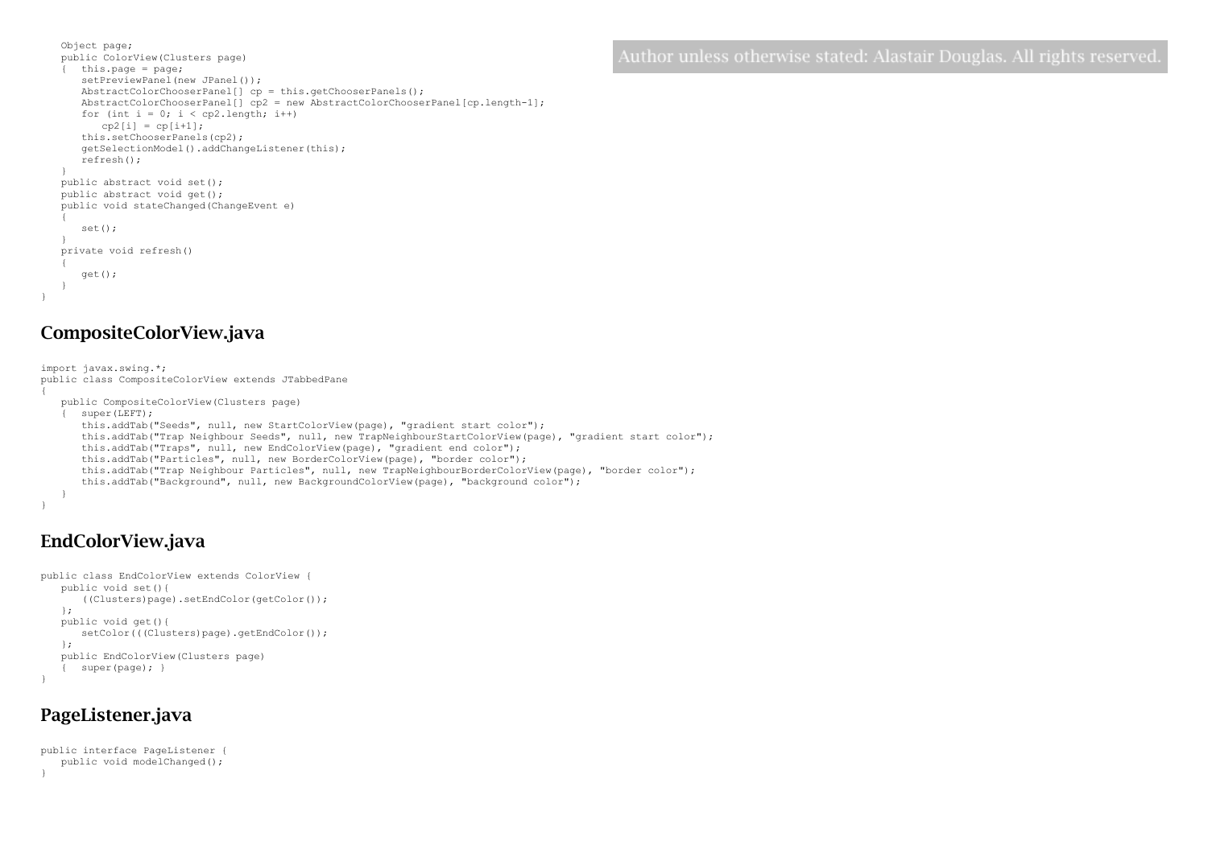```
    Object page;
    public ColorView(Clusters page)
    {   this.page = page;
        setPreviewPanel(new JPanel());
        AbstractColorChooserPanel[] cp = this.getChooserPanels();
        AbstractColorChooserPanel[] cp2 = new AbstractColorChooserPanel[cp.length-1];
        for (int i = 0; i < cp2.length; i++)
           cp2[i] = cp[i+1];
        this.setChooserPanels(cp2);
        getSelectionModel().addChangeListener(this);
        refresh();
    }
    public abstract void set();
    public abstract void get();
    public void stateChanged(ChangeEvent e)
    {
        set();
    }
    private void refresh()
    {
        get();
    }
}
```

Author unless otherwise stated: Alastair Douglas. All rights reserved.

## CompositeColorView.java

```
import javax.swing.*;
public class CompositeColorView extends JTabbedPane
{
    public CompositeColorView(Clusters page)
    {   super(LEFT);
        this.addTab("Seeds", null, new StartColorView(page), "gradient start color");
        this.addTab("Trap Neighbour Seeds", null, new TrapNeighbourStartColorView(page), "gradient start color");
        this.addTab("Traps", null, new EndColorView(page), "gradient end color");
        this.addTab("Particles", null, new BorderColorView(page), "border color");
        this.addTab("Trap Neighbour Particles", null, new TrapNeighbourBorderColorView(page), "border color");
        this.addTab("Background", null, new BackgroundColorView(page), "background color");
    }
}
```

## EndColorView.java

```
public class EndColorView extends ColorView {
    public void set(){
        ((Clusters)page).setEndColor(getColor());
    };
    public void get(){
        setColor(((Clusters)page).getEndColor());
    };
    public EndColorView(Clusters page)
    {   super(page); }
}
```

## PageListener.java

```
public interface PageListener {
    public void modelChanged();
}
```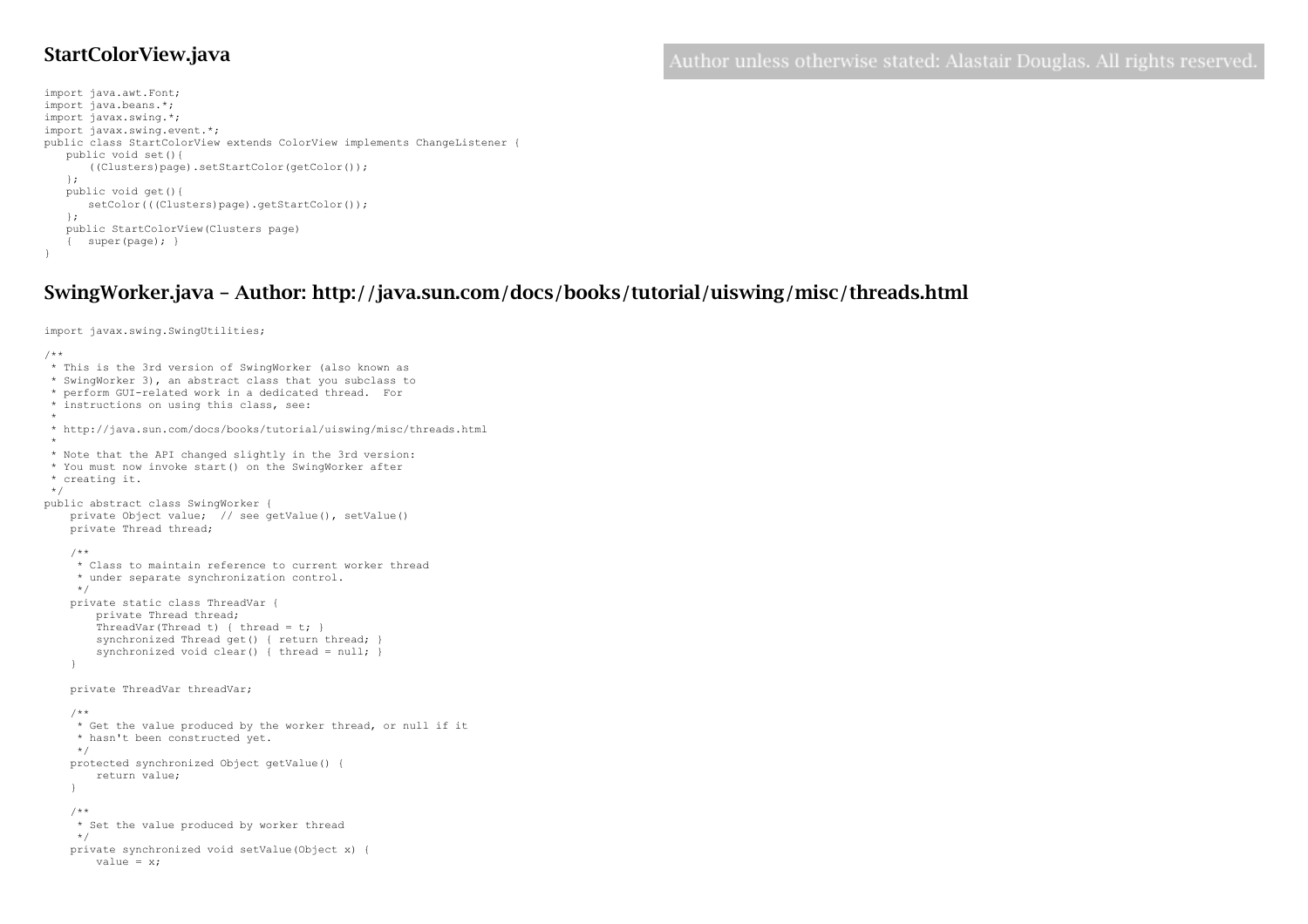## StartColorView.java

Author unless otherwise stated: Alastair Douglas. All rights reserved.

```
import java.awt.Font;
import java.beans.*;
import javax.swing.*;
import javax.swing.event.*;
public class StartColorView extends ColorView implements ChangeListener {
   public void set(){
      ((Clusters)page).setStartColor(getColor());
   };
   public void get(){
      setColor(((Clusters)page).getStartColor());
   };
   public StartColorView(Clusters page)
   {  super(page); }
}
```

## SwingWorker.java – Author: http://java.sun.com/docs/books/tutorial/uiswing/misc/threads.html

```
import javax.swing.SwingUtilities;

/**
 * This is the 3rd version of SwingWorker (also known as
 * SwingWorker 3), an abstract class that you subclass to
 * perform GUI-related work in a dedicated thread.  For
 * instructions on using this class, see:
 *
 * http://java.sun.com/docs/books/tutorial/uiswing/misc/threads.html
 *
 * Note that the API changed slightly in the 3rd version:
 * You must now invoke start() on the SwingWorker after
 * creating it.
 */
public abstract class SwingWorker {
    private Object value;  // see getValue(), setValue()
    private Thread thread;

    /**
     * Class to maintain reference to current worker thread
     * under separate synchronization control.
     */
    private static class ThreadVar {
        private Thread thread;
        ThreadVar(Thread t) { thread = t; }
        synchronized Thread get() { return thread; }
        synchronized void clear() { thread = null; }
    }

    private ThreadVar threadVar;

    /**
     * Get the value produced by the worker thread, or null if it
     * hasn't been constructed yet.
     */
    protected synchronized Object getValue() {
        return value;
    }

    /**
     * Set the value produced by worker thread
     */
    private synchronized void setValue(Object x) {
        value = x;
```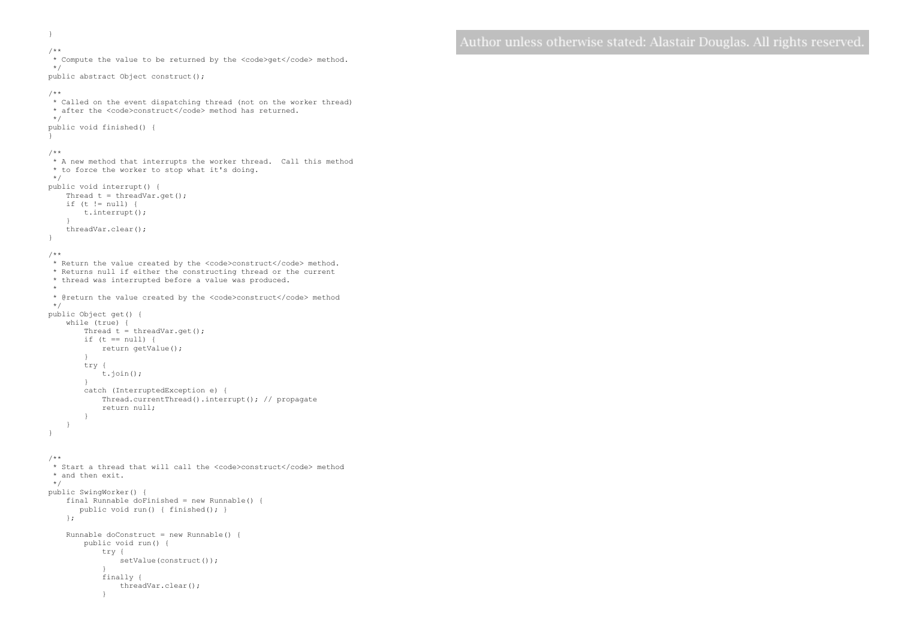```java
    }

    /**
     * Compute the value to be returned by the <code>get</code> method.
     */
    public abstract Object construct();

    /**
     * Called on the event dispatching thread (not on the worker thread)
     * after the <code>construct</code> method has returned.
     */
    public void finished() {
    }

    /**
     * A new method that interrupts the worker thread.  Call this method
     * to force the worker to stop what it's doing.
     */
    public void interrupt() {
        Thread t = threadVar.get();
        if (t != null) {
            t.interrupt();
        }
        threadVar.clear();
    }

    /**
     * Return the value created by the <code>construct</code> method.
     * Returns null if either the constructing thread or the current
     * thread was interrupted before a value was produced.
     *
     * @return the value created by the <code>construct</code> method
     */
    public Object get() {
        while (true) {
            Thread t = threadVar.get();
            if (t == null) {
                return getValue();
            }
            try {
                t.join();
            }
            catch (InterruptedException e) {
                Thread.currentThread().interrupt(); // propagate
                return null;
            }
        }
    }


    /**
     * Start a thread that will call the <code>construct</code> method
     * and then exit.
     */
    public SwingWorker() {
        final Runnable doFinished = new Runnable() {
           public void run() { finished(); }
        };

        Runnable doConstruct = new Runnable() {
            public void run() {
                try {
                    setValue(construct());
                }
                finally {
                    threadVar.clear();
                }
```

Author unless otherwise stated: Alastair Douglas. All rights reserved.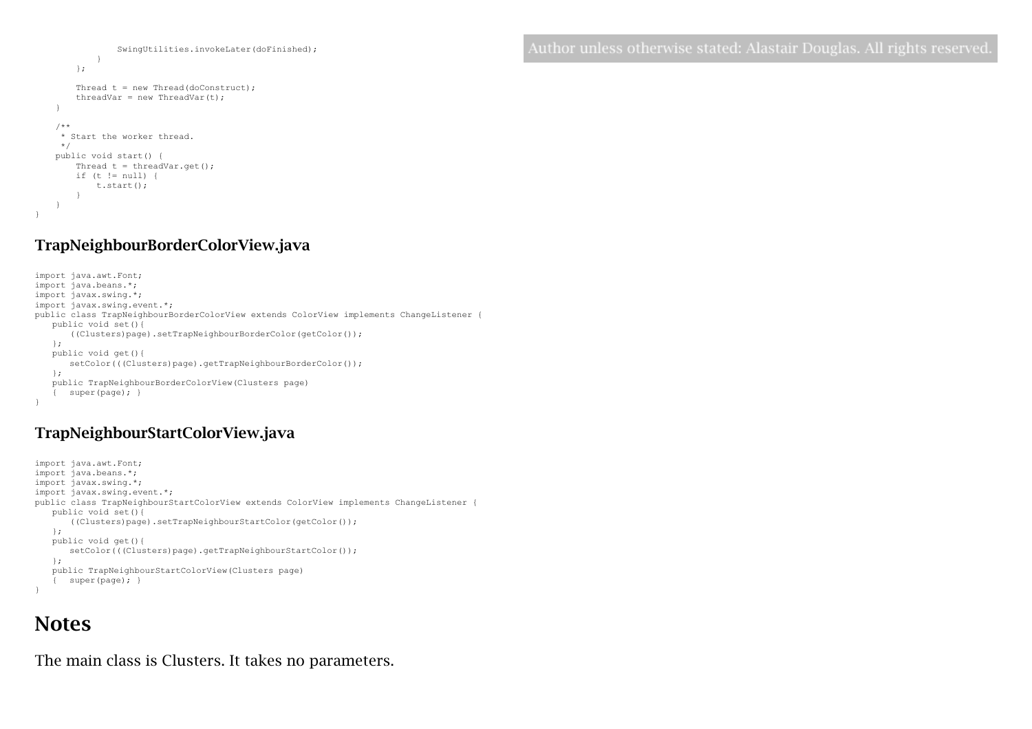```
                SwingUtilities.invokeLater(doFinished);
            }
        };

        Thread t = new Thread(doConstruct);
        threadVar = new ThreadVar(t);
    }

    /**
     * Start the worker thread.
     */
    public void start() {
        Thread t = threadVar.get();
        if (t != null) {
            t.start();
        }
    }
}
```

## TrapNeighbourBorderColorView.java

```
import java.awt.Font;
import java.beans.*;
import javax.swing.*;
import javax.swing.event.*;
public class TrapNeighbourBorderColorView extends ColorView implements ChangeListener {
   public void set(){
      ((Clusters)page).setTrapNeighbourBorderColor(getColor());
   };
   public void get(){
      setColor(((Clusters)page).getTrapNeighbourBorderColor());
   };
   public TrapNeighbourBorderColorView(Clusters page)
   {  super(page); }
}
```

## TrapNeighbourStartColorView.java

```
import java.awt.Font;
import java.beans.*;
import javax.swing.*;
import javax.swing.event.*;
public class TrapNeighbourStartColorView extends ColorView implements ChangeListener {
   public void set(){
      ((Clusters)page).setTrapNeighbourStartColor(getColor());
   };
   public void get(){
      setColor(((Clusters)page).getTrapNeighbourStartColor());
   };
   public TrapNeighbourStartColorView(Clusters page)
   {  super(page); }
}
```

# Notes

The main class is Clusters. It takes no parameters.